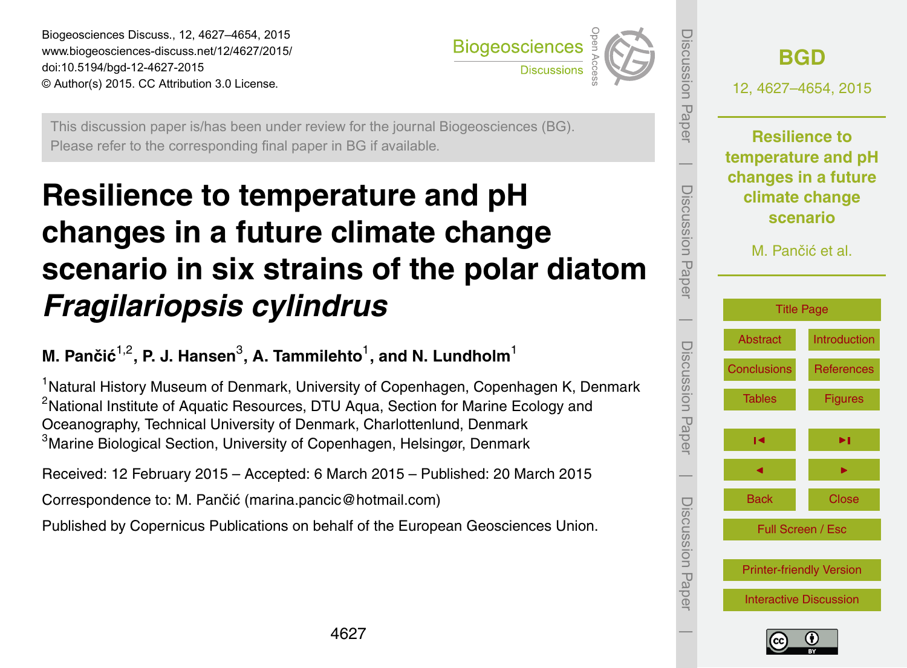This discussion paper is/has been under review for the journal Biogeosciences (BG). Please refer to the corresponding final paper in BG if available.

# Resilience to temperature and pH changes in a future climate change scenario in six strains of the polar diatom *Fragilariopsis cylindrus*

**M. Pančić[1,2], P. J. Hansen[3], A. Tammilehto[1], and N. Lundholm[1]**

[1]Natural History Museum of Denmark, University of Copenhagen, Copenhagen K, Denmark
[2]National Institute of Aquatic Resources, DTU Aqua, Section for Marine Ecology and Oceanography, Technical University of Denmark, Charlottenlund, Denmark
[3]Marine Biological Section, University of Copenhagen, Helsingør, Denmark

Received: 12 February 2015 – Accepted: 6 March 2015 – Published: 20 March 2015

Correspondence to: M. Pančić (marina.pancic@hotmail.com)

Published by Copernicus Publications on behalf of the European Geosciences Union.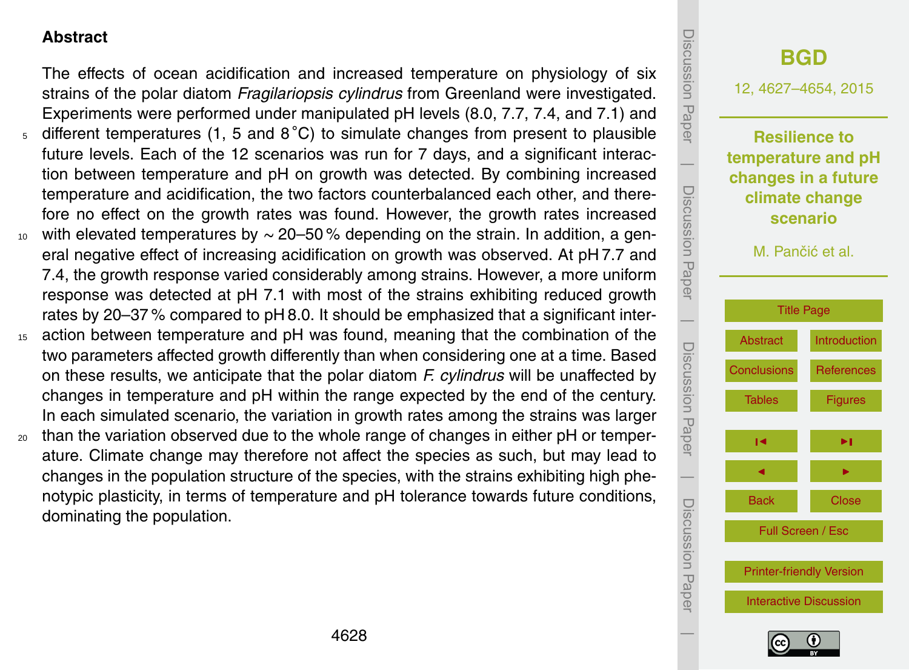## Abstract

The effects of ocean acidification and increased temperature on physiology of six strains of the polar diatom *Fragilariopsis cylindrus* from Greenland were investigated. Experiments were performed under manipulated pH levels (8.0, 7.7, 7.4, and 7.1) and different temperatures (1, 5 and 8 °C) to simulate changes from present to plausible future levels. Each of the 12 scenarios was run for 7 days, and a significant interaction between temperature and pH on growth was detected. By combining increased temperature and acidification, the two factors counterbalanced each other, and therefore no effect on the growth rates was found. However, the growth rates increased with elevated temperatures by ~ 20–50 % depending on the strain. In addition, a general negative effect of increasing acidification on growth was observed. At pH 7.7 and 7.4, the growth response varied considerably among strains. However, a more uniform response was detected at pH 7.1 with most of the strains exhibiting reduced growth rates by 20–37 % compared to pH 8.0. It should be emphasized that a significant interaction between temperature and pH was found, meaning that the combination of the two parameters affected growth differently than when considering one at a time. Based on these results, we anticipate that the polar diatom *F. cylindrus* will be unaffected by changes in temperature and pH within the range expected by the end of the century. In each simulated scenario, the variation in growth rates among the strains was larger than the variation observed due to the whole range of changes in either pH or temperature. Climate change may therefore not affect the species as such, but may lead to changes in the population structure of the species, with the strains exhibiting high phenotypic plasticity, in terms of temperature and pH tolerance towards future conditions, dominating the population.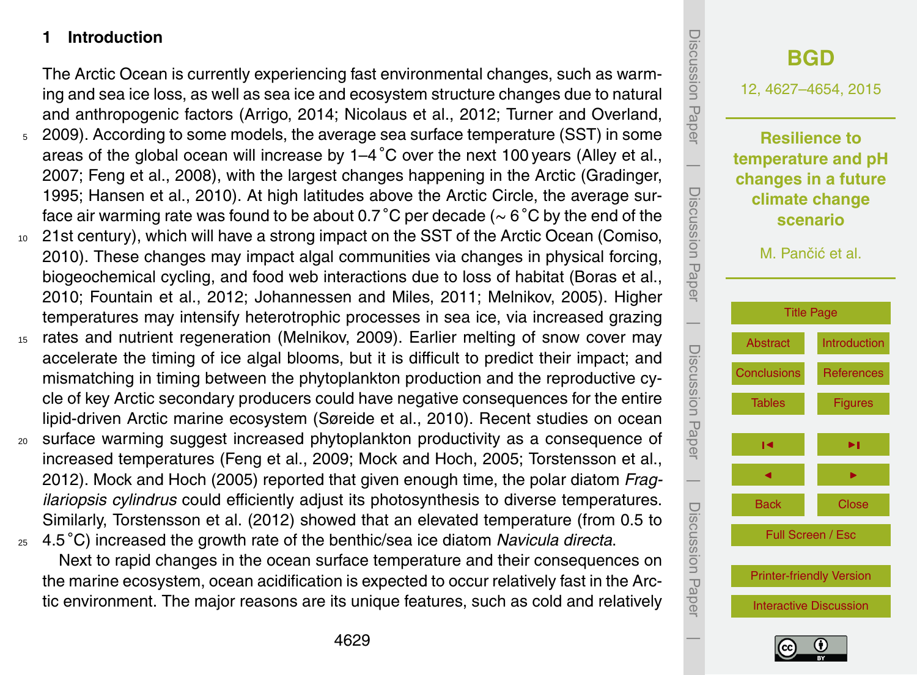## 1 Introduction

The Arctic Ocean is currently experiencing fast environmental changes, such as warming and sea ice loss, as well as sea ice and ecosystem structure changes due to natural and anthropogenic factors (Arrigo, 2014; Nicolaus et al., 2012; Turner and Overland, 2009). According to some models, the average sea surface temperature (SST) in some areas of the global ocean will increase by 1–4 °C over the next 100 years (Alley et al., 2007; Feng et al., 2008), with the largest changes happening in the Arctic (Gradinger, 1995; Hansen et al., 2010). At high latitudes above the Arctic Circle, the average surface air warming rate was found to be about 0.7 °C per decade (∼ 6 °C by the end of the 21st century), which will have a strong impact on the SST of the Arctic Ocean (Comiso, 2010). These changes may impact algal communities via changes in physical forcing, biogeochemical cycling, and food web interactions due to loss of habitat (Boras et al., 2010; Fountain et al., 2012; Johannessen and Miles, 2011; Melnikov, 2005). Higher temperatures may intensify heterotrophic processes in sea ice, via increased grazing rates and nutrient regeneration (Melnikov, 2009). Earlier melting of snow cover may accelerate the timing of ice algal blooms, but it is difficult to predict their impact; and mismatching in timing between the phytoplankton production and the reproductive cycle of key Arctic secondary producers could have negative consequences for the entire lipid-driven Arctic marine ecosystem (Søreide et al., 2010). Recent studies on ocean surface warming suggest increased phytoplankton productivity as a consequence of increased temperatures (Feng et al., 2009; Mock and Hoch, 2005; Torstensson et al., 2012). Mock and Hoch (2005) reported that given enough time, the polar diatom *Fragilariopsis cylindrus* could efficiently adjust its photosynthesis to diverse temperatures. Similarly, Torstensson et al. (2012) showed that an elevated temperature (from 0.5 to 4.5 °C) increased the growth rate of the benthic/sea ice diatom *Navicula directa*.

Next to rapid changes in the ocean surface temperature and their consequences on the marine ecosystem, ocean acidification is expected to occur relatively fast in the Arctic environment. The major reasons are its unique features, such as cold and relatively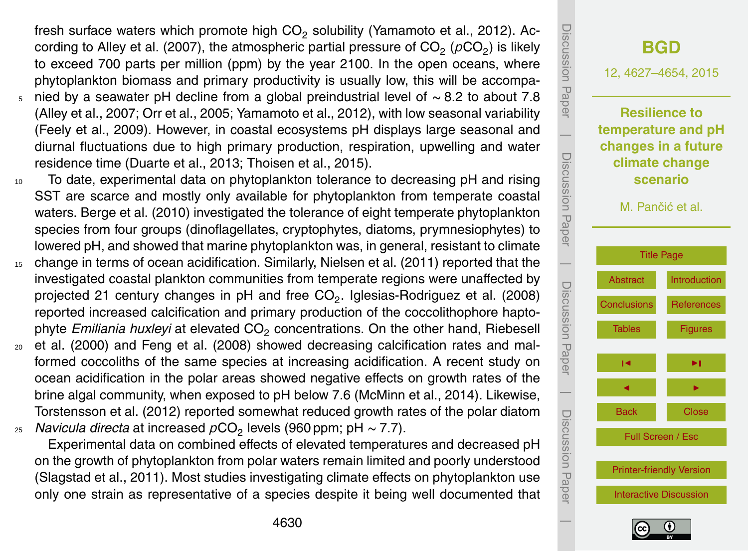fresh surface waters which promote high $CO_2$ solubility (Yamamoto et al., 2012). According to Alley et al. (2007), the atmospheric partial pressure of $CO_2$ ($p\mathrm{CO}_2$) is likely to exceed 700 parts per million (ppm) by the year 2100. In the open oceans, where phytoplankton biomass and primary productivity is usually low, this will be accompanied by a seawater pH decline from a global preindustrial level of $\sim 8.2$ to about 7.8 (Alley et al., 2007; Orr et al., 2005; Yamamoto et al., 2012), with low seasonal variability (Feely et al., 2009). However, in coastal ecosystems pH displays large seasonal and diurnal fluctuations due to high primary production, respiration, upwelling and water residence time (Duarte et al., 2013; Thoisen et al., 2015).

To date, experimental data on phytoplankton tolerance to decreasing pH and rising SST are scarce and mostly only available for phytoplankton from temperate coastal waters. Berge et al. (2010) investigated the tolerance of eight temperate phytoplankton species from four groups (dinoflagellates, cryptophytes, diatoms, prymnesiophytes) to lowered pH, and showed that marine phytoplankton was, in general, resistant to climate change in terms of ocean acidification. Similarly, Nielsen et al. (2011) reported that the investigated coastal plankton communities from temperate regions were unaffected by projected 21 century changes in pH and free $CO_2$. Iglesias-Rodriguez et al. (2008) reported increased calcification and primary production of the coccolithophore haptophyte *Emiliania huxleyi* at elevated $CO_2$ concentrations. On the other hand, Riebesell et al. (2000) and Feng et al. (2008) showed decreasing calcification rates and malformed coccoliths of the same species at increasing acidification. A recent study on ocean acidification in the polar areas showed negative effects on growth rates of the brine algal community, when exposed to pH below 7.6 (McMinn et al., 2014). Likewise, Torstensson et al. (2012) reported somewhat reduced growth rates of the polar diatom *Navicula directa* at increased $p\mathrm{CO}_2$ levels (960 ppm; pH $\sim 7.7$).

Experimental data on combined effects of elevated temperatures and decreased pH on the growth of phytoplankton from polar waters remain limited and poorly understood (Slagstad et al., 2011). Most studies investigating climate effects on phytoplankton use only one strain as representative of a species despite it being well documented that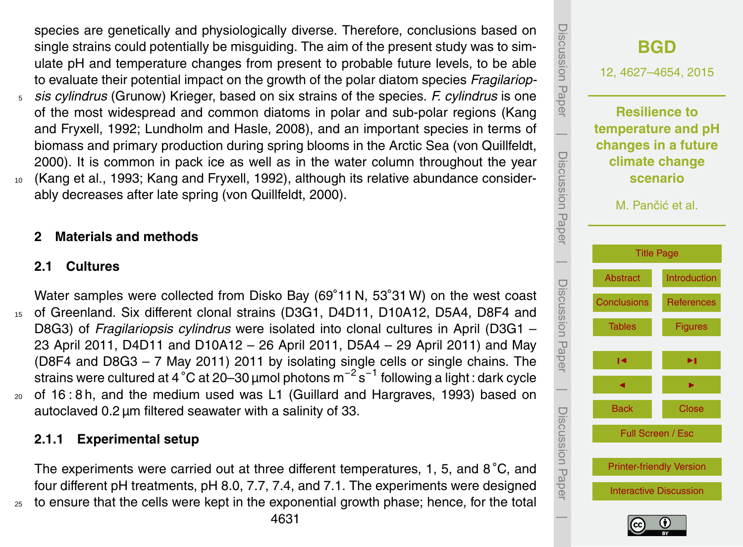species are genetically and physiologically diverse. Therefore, conclusions based on single strains could potentially be misguiding. The aim of the present study was to simulate pH and temperature changes from present to probable future levels, to be able to evaluate their potential impact on the growth of the polar diatom species *Fragilariopsis cylindrus* (Grunow) Krieger, based on six strains of the species. *F. cylindrus* is one of the most widespread and common diatoms in polar and sub-polar regions (Kang and Fryxell, 1992; Lundholm and Hasle, 2008), and an important species in terms of biomass and primary production during spring blooms in the Arctic Sea (von Quillfeldt, 2000). It is common in pack ice as well as in the water column throughout the year (Kang et al., 1993; Kang and Fryxell, 1992), although its relative abundance considerably decreases after late spring (von Quillfeldt, 2000).

## 2 Materials and methods

### 2.1 Cultures

Water samples were collected from Disko Bay (69°11 N, 53°31 W) on the west coast of Greenland. Six different clonal strains (D3G1, D4D11, D10A12, D5A4, D8F4 and D8G3) of *Fragilariopsis cylindrus* were isolated into clonal cultures in April (D3G1 – 23 April 2011, D4D11 and D10A12 – 26 April 2011, D5A4 – 29 April 2011) and May (D8F4 and D8G3 – 7 May 2011) 2011 by isolating single cells or single chains. The strains were cultured at 4 °C at 20–30 µmol photons $m^{-2} s^{-1}$ following a light : dark cycle of 16 : 8 h, and the medium used was L1 (Guillard and Hargraves, 1993) based on autoclaved 0.2 µm filtered seawater with a salinity of 33.

#### 2.1.1 Experimental setup

The experiments were carried out at three different temperatures, 1, 5, and 8 °C, and four different pH treatments, pH 8.0, 7.7, 7.4, and 7.1. The experiments were designed to ensure that the cells were kept in the exponential growth phase; hence, for the total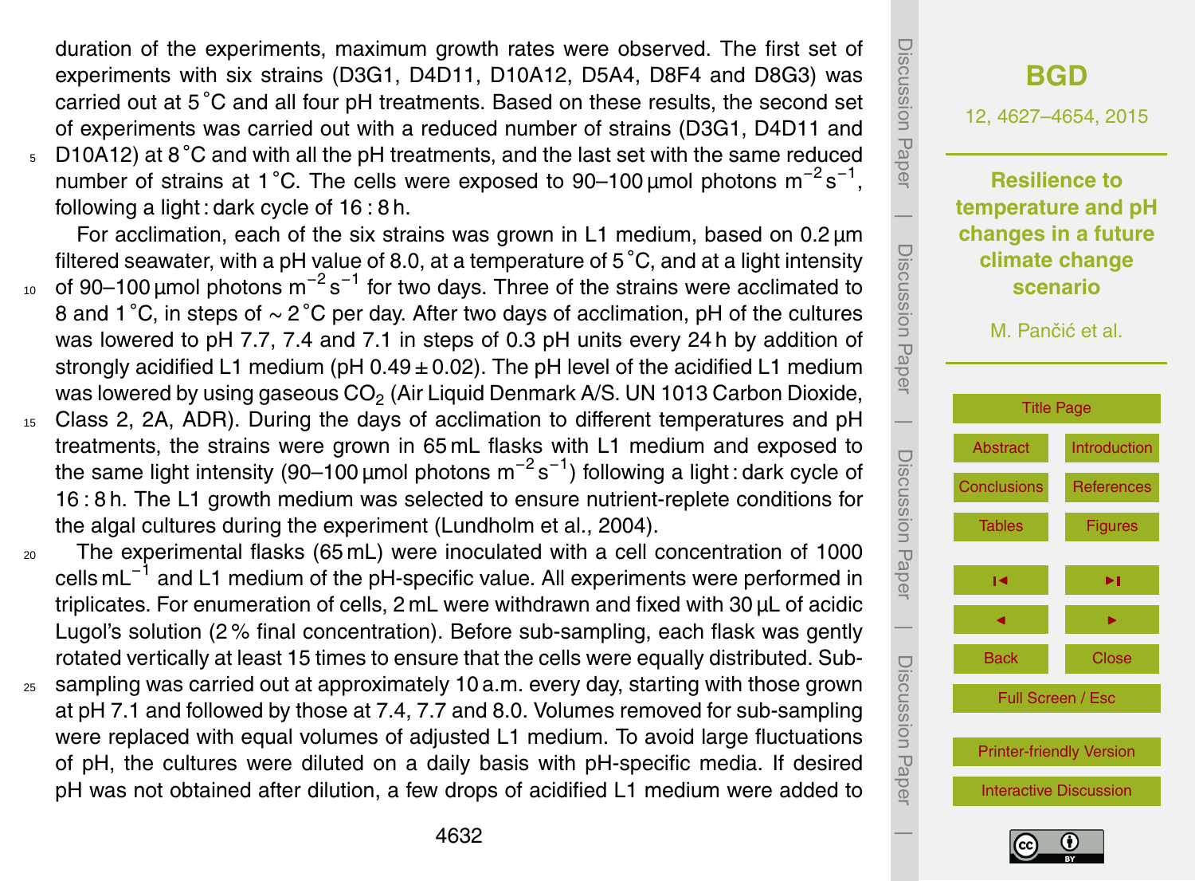duration of the experiments, maximum growth rates were observed. The first set of experiments with six strains (D3G1, D4D11, D10A12, D5A4, D8F4 and D8G3) was carried out at 5 °C and all four pH treatments. Based on these results, the second set of experiments was carried out with a reduced number of strains (D3G1, D4D11 and D10A12) at 8 °C and with all the pH treatments, and the last set with the same reduced number of strains at 1 °C. The cells were exposed to 90–100 µmol photons $m^{-2} s^{-1}$, following a light : dark cycle of 16 : 8 h.

For acclimation, each of the six strains was grown in L1 medium, based on 0.2 µm filtered seawater, with a pH value of 8.0, at a temperature of 5 °C, and at a light intensity of 90–100 µmol photons $m^{-2} s^{-1}$ for two days. Three of the strains were acclimated to 8 and 1 °C, in steps of ~ 2 °C per day. After two days of acclimation, pH of the cultures was lowered to pH 7.7, 7.4 and 7.1 in steps of 0.3 pH units every 24 h by addition of strongly acidified L1 medium (pH 0.49 ± 0.02). The pH level of the acidified L1 medium was lowered by using gaseous $CO_2$ (Air Liquid Denmark A/S. UN 1013 Carbon Dioxide, Class 2, 2A, ADR). During the days of acclimation to different temperatures and pH treatments, the strains were grown in 65 mL flasks with L1 medium and exposed to the same light intensity (90–100 µmol photons $m^{-2} s^{-1}$) following a light : dark cycle of 16 : 8 h. The L1 growth medium was selected to ensure nutrient-replete conditions for the algal cultures during the experiment (Lundholm et al., 2004).

The experimental flasks (65 mL) were inoculated with a cell concentration of 1000 cells $mL^{-1}$ and L1 medium of the pH-specific value. All experiments were performed in triplicates. For enumeration of cells, 2 mL were withdrawn and fixed with 30 µL of acidic Lugol's solution (2 % final concentration). Before sub-sampling, each flask was gently rotated vertically at least 15 times to ensure that the cells were equally distributed. Sub-sampling was carried out at approximately 10 a.m. every day, starting with those grown at pH 7.1 and followed by those at 7.4, 7.7 and 8.0. Volumes removed for sub-sampling were replaced with equal volumes of adjusted L1 medium. To avoid large fluctuations of pH, the cultures were diluted on a daily basis with pH-specific media. If desired pH was not obtained after dilution, a few drops of acidified L1 medium were added to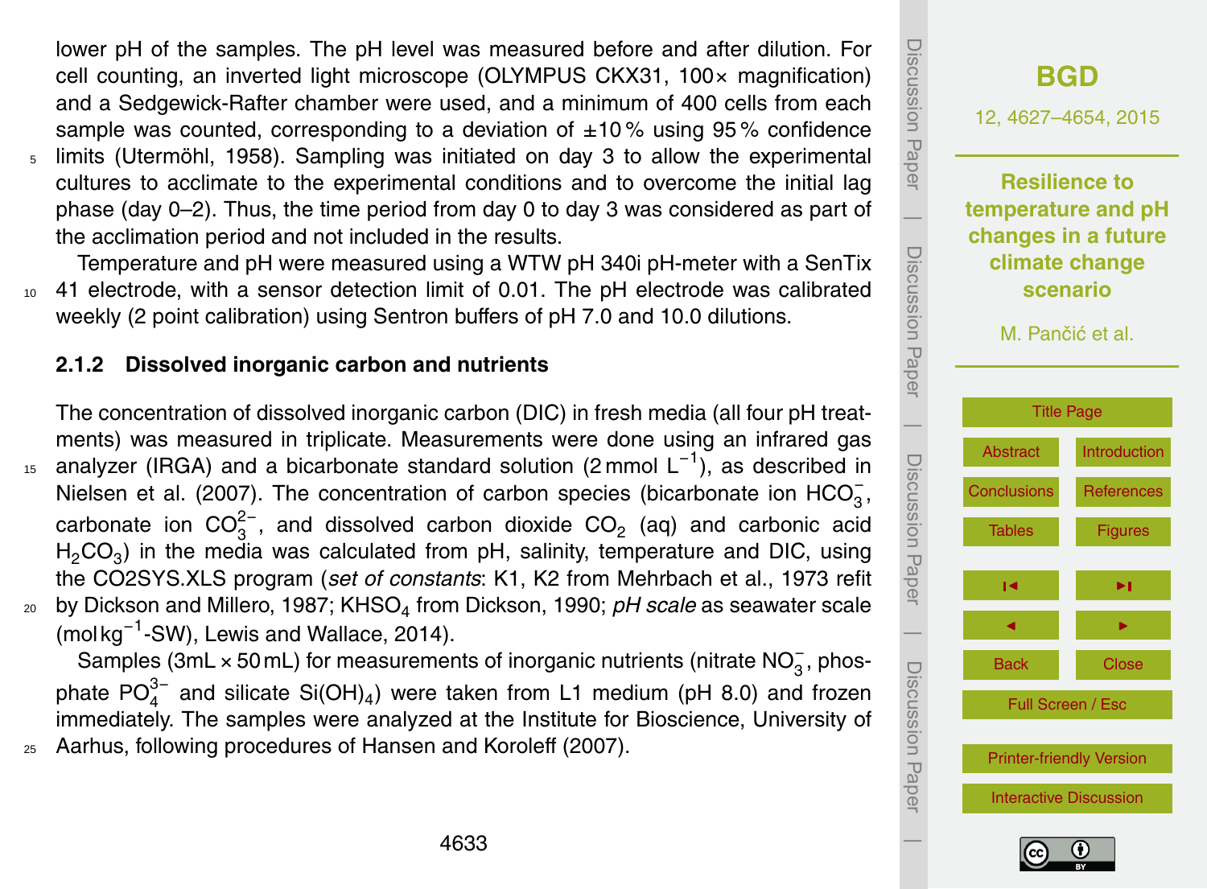lower pH of the samples. The pH level was measured before and after dilution. For cell counting, an inverted light microscope (OLYMPUS CKX31, 100× magnification) and a Sedgewick-Rafter chamber were used, and a minimum of 400 cells from each sample was counted, corresponding to a deviation of ±10 % using 95 % confidence limits (Utermöhl, 1958). Sampling was initiated on day 3 to allow the experimental cultures to acclimate to the experimental conditions and to overcome the initial lag phase (day 0–2). Thus, the time period from day 0 to day 3 was considered as part of the acclimation period and not included in the results.

Temperature and pH were measured using a WTW pH 340i pH-meter with a SenTix 41 electrode, with a sensor detection limit of 0.01. The pH electrode was calibrated weekly (2 point calibration) using Sentron buffers of pH 7.0 and 10.0 dilutions.

### 2.1.2 Dissolved inorganic carbon and nutrients

The concentration of dissolved inorganic carbon (DIC) in fresh media (all four pH treatments) was measured in triplicate. Measurements were done using an infrared gas analyzer (IRGA) and a bicarbonate standard solution (2 mmol $L^{-1}$), as described in Nielsen et al. (2007). The concentration of carbon species (bicarbonate ion $HCO_3^-$, carbonate ion $CO_3^{2-}$, and dissolved carbon dioxide $CO_2$ (aq) and carbonic acid $H_2CO_3$) in the media was calculated from pH, salinity, temperature and DIC, using the CO2SYS.XLS program (*set of constants*: K1, K2 from Mehrbach et al., 1973 refit by Dickson and Millero, 1987; $KHSO_4$ from Dickson, 1990; *pH scale* as seawater scale (mol $kg^{-1}$-SW), Lewis and Wallace, 2014).

Samples (3mL × 50 mL) for measurements of inorganic nutrients (nitrate $NO_3^-$, phosphate $PO_4^{3-}$ and silicate $Si(OH)_4$) were taken from L1 medium (pH 8.0) and frozen immediately. The samples were analyzed at the Institute for Bioscience, University of Aarhus, following procedures of Hansen and Koroleff (2007).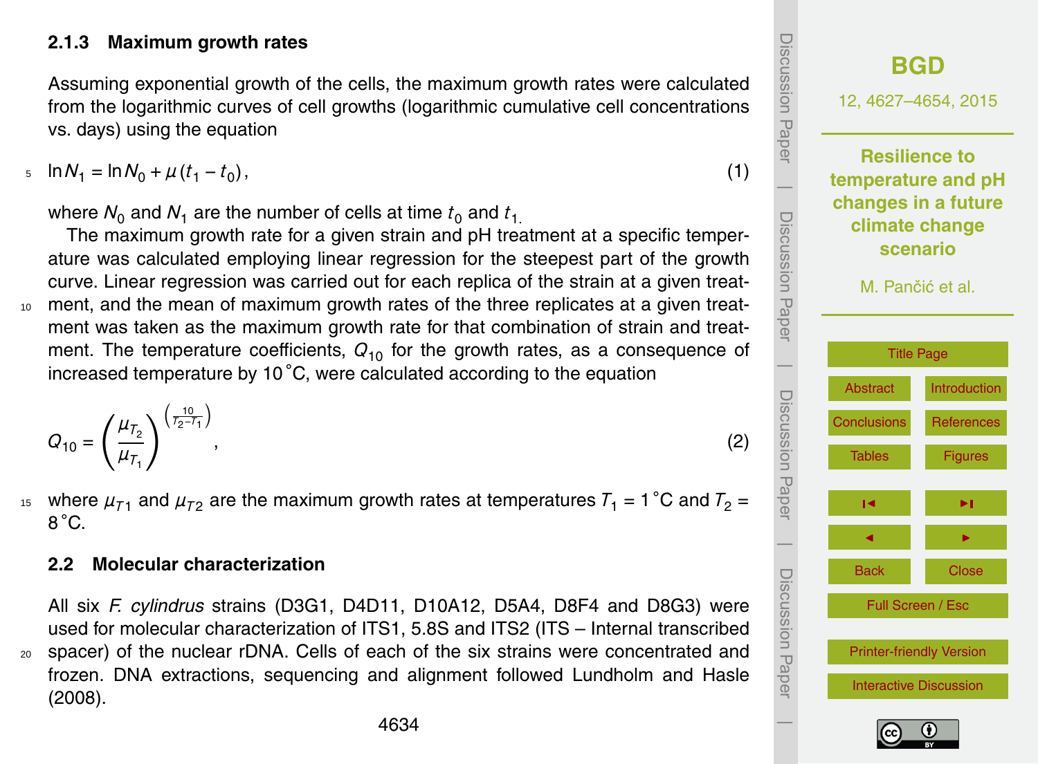### 2.1.3 Maximum growth rates

Assuming exponential growth of the cells, the maximum growth rates were calculated from the logarithmic curves of cell growths (logarithmic cumulative cell concentrations vs. days) using the equation

$$\ln N_1 = \ln N_0 + \mu (t_1 - t_0), \tag{1}$$

where $N_0$ and $N_1$ are the number of cells at time $t_0$ and $t_1$.

The maximum growth rate for a given strain and pH treatment at a specific temperature was calculated employing linear regression for the steepest part of the growth curve. Linear regression was carried out for each replica of the strain at a given treatment, and the mean of maximum growth rates of the three replicates at a given treatment was taken as the maximum growth rate for that combination of strain and treatment. The temperature coefficients, $Q_{10}$ for the growth rates, as a consequence of increased temperature by 10 °C, were calculated according to the equation

$$Q_{10} = \left(\frac{\mu_{T_2}}{\mu_{T_1}}\right)^{\left(\frac{10}{T_2 - T_1}\right)}, \tag{2}$$

where $\mu_{T1}$ and $\mu_{T2}$ are the maximum growth rates at temperatures $T_1 = 1$ °C and $T_2 = 8$ °C.

## 2.2 Molecular characterization

All six *F. cylindrus* strains (D3G1, D4D11, D10A12, D5A4, D8F4 and D8G3) were used for molecular characterization of ITS1, 5.8S and ITS2 (ITS – Internal transcribed spacer) of the nuclear rDNA. Cells of each of the six strains were concentrated and frozen. DNA extractions, sequencing and alignment followed Lundholm and Hasle (2008).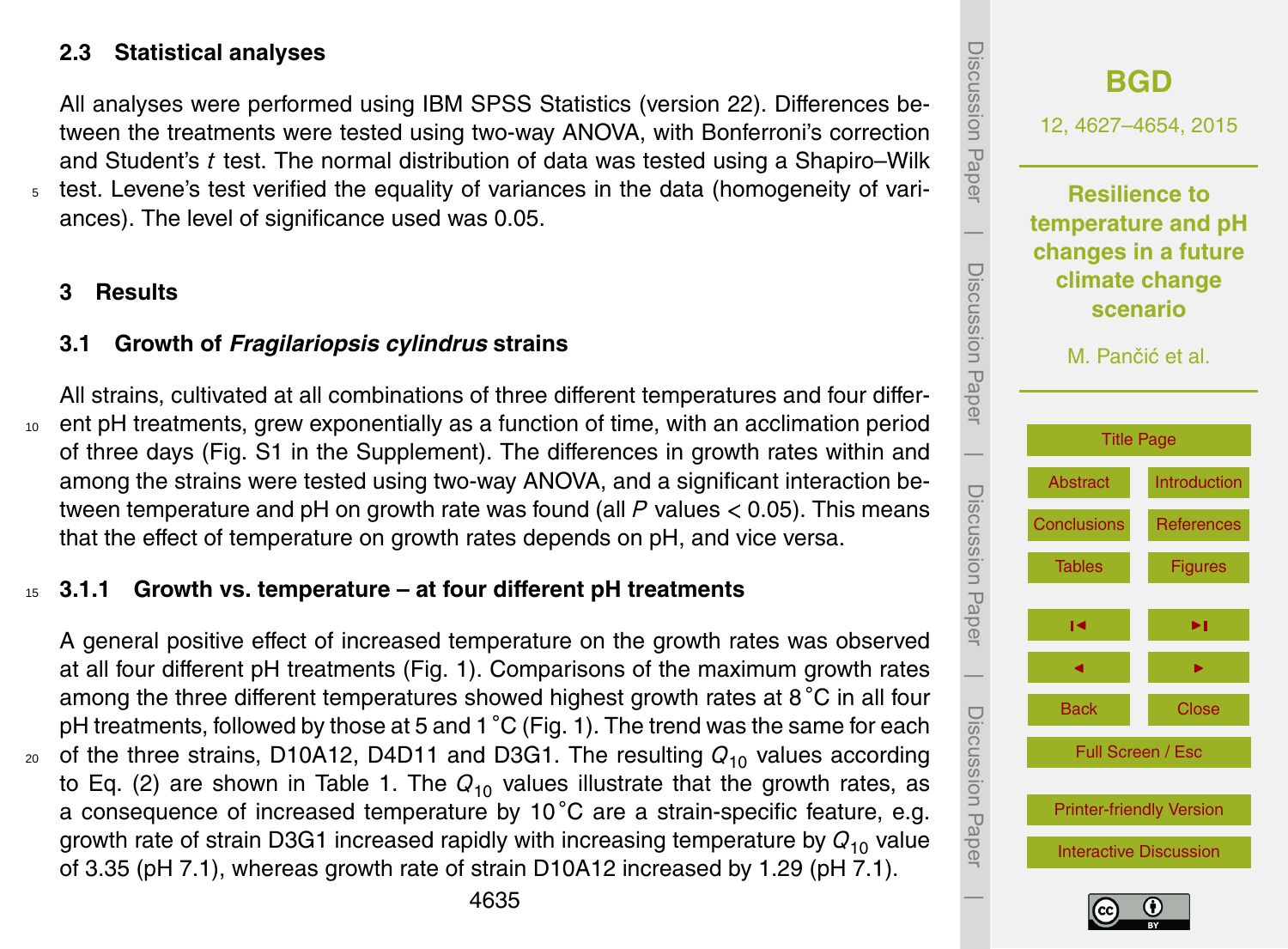### 2.3 Statistical analyses

All analyses were performed using IBM SPSS Statistics (version 22). Differences between the treatments were tested using two-way ANOVA, with Bonferroni's correction and Student's *t* test. The normal distribution of data was tested using a Shapiro–Wilk test. Levene's test verified the equality of variances in the data (homogeneity of variances). The level of significance used was 0.05.

## 3 Results

### 3.1 Growth of *Fragilariopsis cylindrus* strains

All strains, cultivated at all combinations of three different temperatures and four different pH treatments, grew exponentially as a function of time, with an acclimation period of three days (Fig. S1 in the Supplement). The differences in growth rates within and among the strains were tested using two-way ANOVA, and a significant interaction between temperature and pH on growth rate was found (all $P$ values $< 0.05$). This means that the effect of temperature on growth rates depends on pH, and vice versa.

#### 3.1.1 Growth vs. temperature – at four different pH treatments

A general positive effect of increased temperature on the growth rates was observed at all four different pH treatments (Fig. 1). Comparisons of the maximum growth rates among the three different temperatures showed highest growth rates at 8 °C in all four pH treatments, followed by those at 5 and 1 °C (Fig. 1). The trend was the same for each of the three strains, D10A12, D4D11 and D3G1. The resulting $Q_{10}$ values according to Eq. (2) are shown in Table 1. The $Q_{10}$ values illustrate that the growth rates, as a consequence of increased temperature by 10 °C are a strain-specific feature, e.g. growth rate of strain D3G1 increased rapidly with increasing temperature by $Q_{10}$ value of 3.35 (pH 7.1), whereas growth rate of strain D10A12 increased by 1.29 (pH 7.1).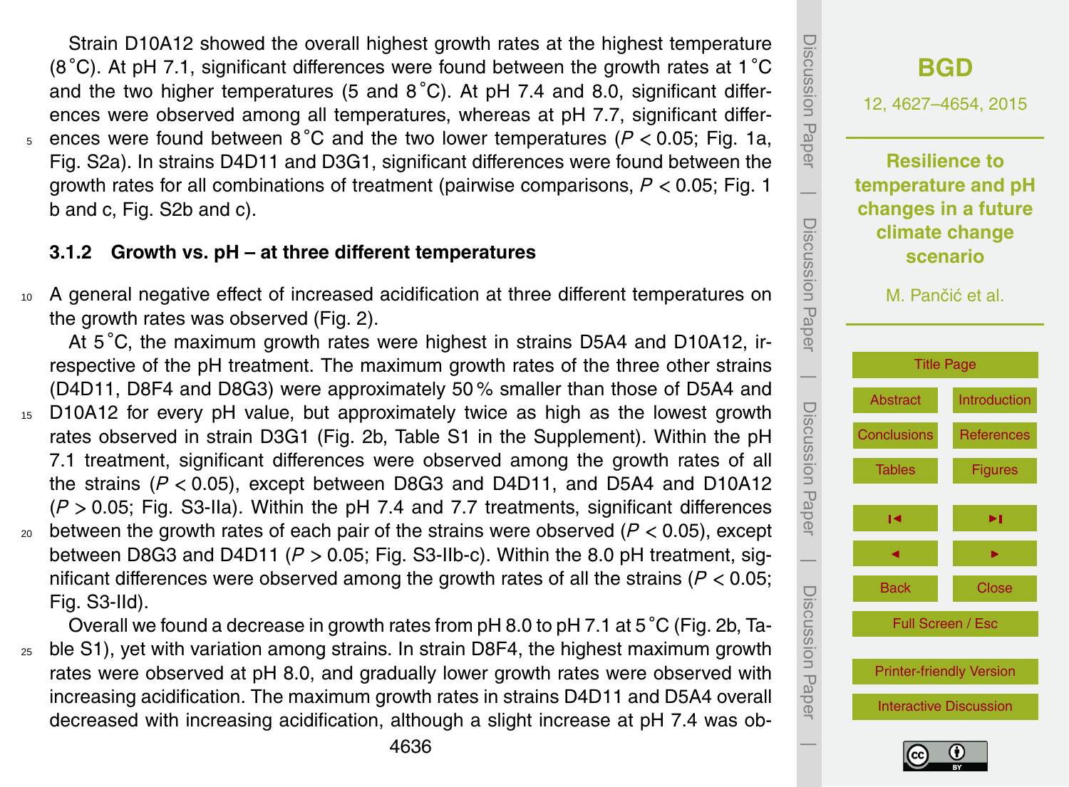Strain D10A12 showed the overall highest growth rates at the highest temperature (8 °C). At pH 7.1, significant differences were found between the growth rates at 1 °C and the two higher temperatures (5 and 8 °C). At pH 7.4 and 8.0, significant differences were observed among all temperatures, whereas at pH 7.7, significant differences were found between 8 °C and the two lower temperatures ($P < 0.05$; Fig. 1a, Fig. S2a). In strains D4D11 and D3G1, significant differences were found between the growth rates for all combinations of treatment (pairwise comparisons, $P < 0.05$; Fig. 1 b and c, Fig. S2b and c).

### 3.1.2 Growth vs. pH – at three different temperatures

A general negative effect of increased acidification at three different temperatures on the growth rates was observed (Fig. 2).

At 5 °C, the maximum growth rates were highest in strains D5A4 and D10A12, irrespective of the pH treatment. The maximum growth rates of the three other strains (D4D11, D8F4 and D8G3) were approximately 50 % smaller than those of D5A4 and D10A12 for every pH value, but approximately twice as high as the lowest growth rates observed in strain D3G1 (Fig. 2b, Table S1 in the Supplement). Within the pH 7.1 treatment, significant differences were observed among the growth rates of all the strains ($P < 0.05$), except between D8G3 and D4D11, and D5A4 and D10A12 ($P > 0.05$; Fig. S3-IIa). Within the pH 7.4 and 7.7 treatments, significant differences between the growth rates of each pair of the strains were observed ($P < 0.05$), except between D8G3 and D4D11 ($P > 0.05$; Fig. S3-IIb-c). Within the 8.0 pH treatment, significant differences were observed among the growth rates of all the strains ($P < 0.05$; Fig. S3-IId).

Overall we found a decrease in growth rates from pH 8.0 to pH 7.1 at 5 °C (Fig. 2b, Table S1), yet with variation among strains. In strain D8F4, the highest maximum growth rates were observed at pH 8.0, and gradually lower growth rates were observed with increasing acidification. The maximum growth rates in strains D4D11 and D5A4 overall decreased with increasing acidification, although a slight increase at pH 7.4 was ob-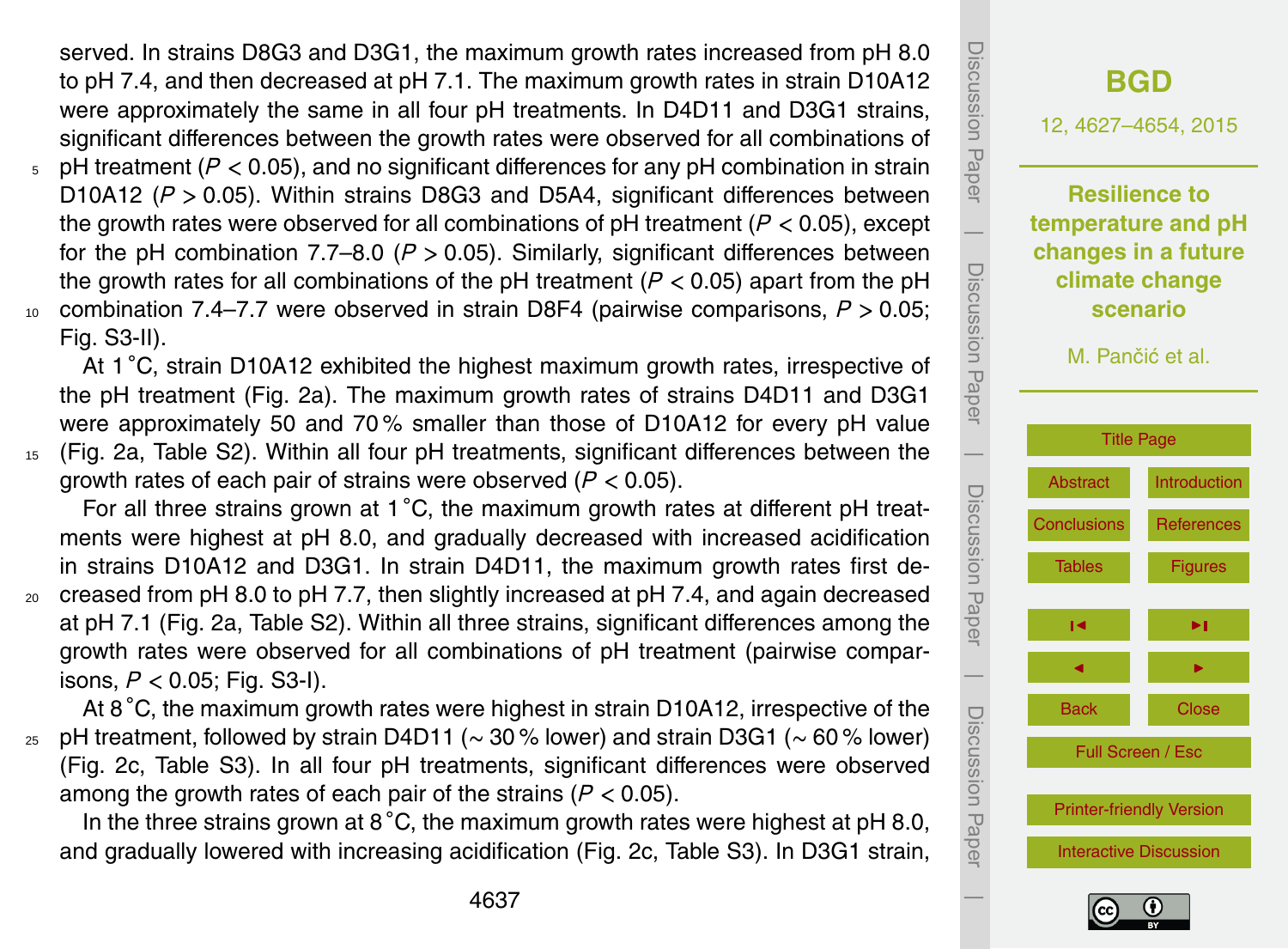served. In strains D8G3 and D3G1, the maximum growth rates increased from pH 8.0 to pH 7.4, and then decreased at pH 7.1. The maximum growth rates in strain D10A12 were approximately the same in all four pH treatments. In D4D11 and D3G1 strains, significant differences between the growth rates were observed for all combinations of pH treatment ($P < 0.05$), and no significant differences for any pH combination in strain D10A12 ($P > 0.05$). Within strains D8G3 and D5A4, significant differences between the growth rates were observed for all combinations of pH treatment ($P < 0.05$), except for the pH combination 7.7–8.0 ($P > 0.05$). Similarly, significant differences between the growth rates for all combinations of the pH treatment ($P < 0.05$) apart from the pH combination 7.4–7.7 were observed in strain D8F4 (pairwise comparisons, $P > 0.05$; Fig. S3-II).

At 1 °C, strain D10A12 exhibited the highest maximum growth rates, irrespective of the pH treatment (Fig. 2a). The maximum growth rates of strains D4D11 and D3G1 were approximately 50 and 70 % smaller than those of D10A12 for every pH value (Fig. 2a, Table S2). Within all four pH treatments, significant differences between the growth rates of each pair of strains were observed ($P < 0.05$).

For all three strains grown at 1 °C, the maximum growth rates at different pH treatments were highest at pH 8.0, and gradually decreased with increased acidification in strains D10A12 and D3G1. In strain D4D11, the maximum growth rates first decreased from pH 8.0 to pH 7.7, then slightly increased at pH 7.4, and again decreased at pH 7.1 (Fig. 2a, Table S2). Within all three strains, significant differences among the growth rates were observed for all combinations of pH treatment (pairwise comparisons, $P < 0.05$; Fig. S3-I).

At 8 °C, the maximum growth rates were highest in strain D10A12, irrespective of the pH treatment, followed by strain D4D11 (∼ 30 % lower) and strain D3G1 (∼ 60 % lower) (Fig. 2c, Table S3). In all four pH treatments, significant differences were observed among the growth rates of each pair of the strains ($P < 0.05$).

In the three strains grown at 8 °C, the maximum growth rates were highest at pH 8.0, and gradually lowered with increasing acidification (Fig. 2c, Table S3). In D3G1 strain,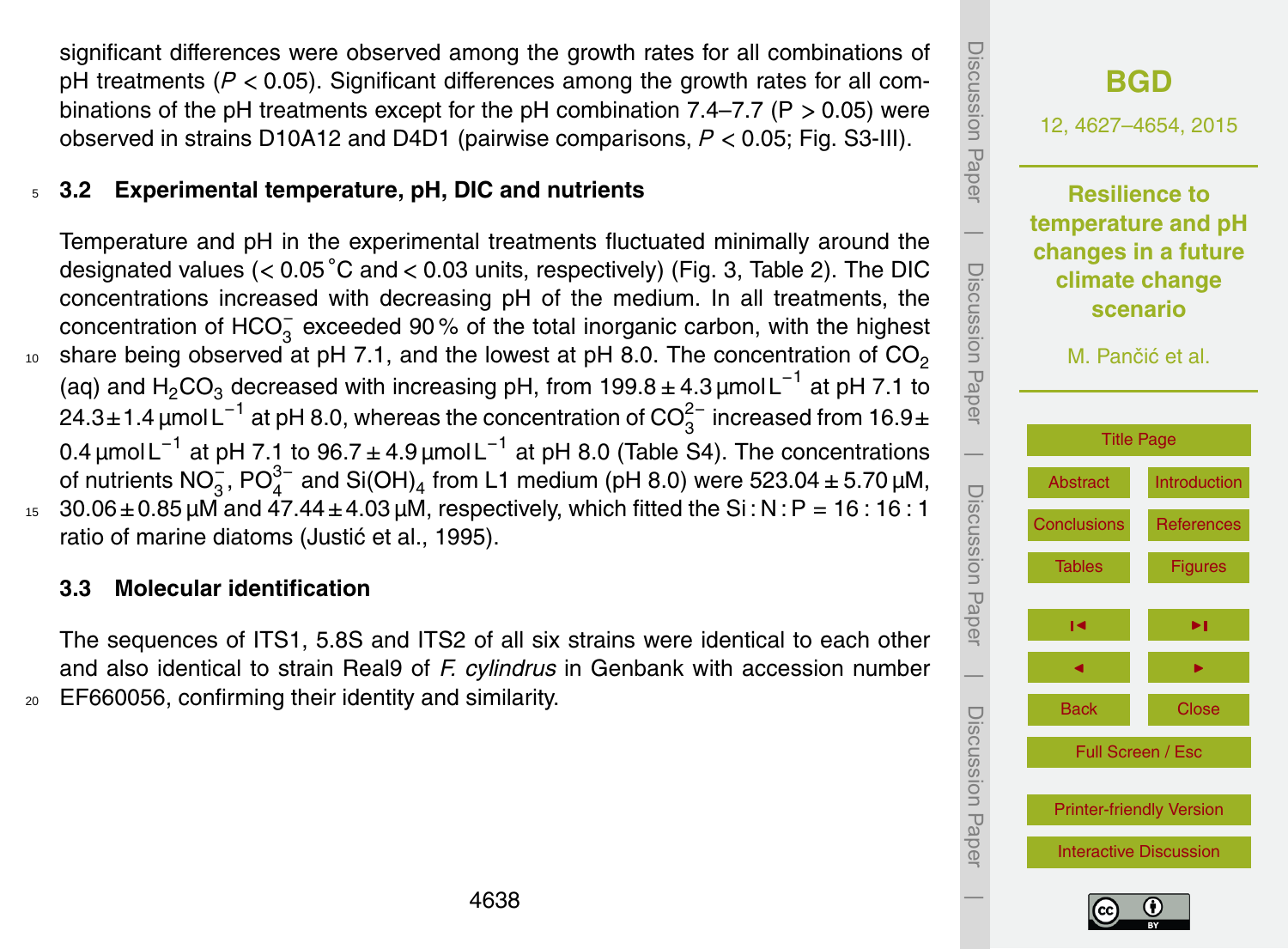significant differences were observed among the growth rates for all combinations of pH treatments ($P < 0.05$). Significant differences among the growth rates for all combinations of the pH treatments except for the pH combination 7.4–7.7 ($P > 0.05$) were observed in strains D10A12 and D4D1 (pairwise comparisons, $P < 0.05$; Fig. S3-III).

### 3.2 Experimental temperature, pH, DIC and nutrients

Temperature and pH in the experimental treatments fluctuated minimally around the designated values (< 0.05 °C and < 0.03 units, respectively) (Fig. 3, Table 2). The DIC concentrations increased with decreasing pH of the medium. In all treatments, the concentration of $HCO_3^-$ exceeded 90 % of the total inorganic carbon, with the highest share being observed at pH 7.1, and the lowest at pH 8.0. The concentration of $CO_2$ (aq) and $H_2CO_3$ decreased with increasing pH, from $199.8 \pm 4.3\,\mu mol\,L^{-1}$ at pH 7.1 to $24.3 \pm 1.4\,\mu mol\,L^{-1}$ at pH 8.0, whereas the concentration of $CO_3^{2-}$ increased from $16.9 \pm 0.4\,\mu mol\,L^{-1}$ at pH 7.1 to $96.7 \pm 4.9\,\mu mol\,L^{-1}$ at pH 8.0 (Table S4). The concentrations of nutrients $NO_3^-$, $PO_4^{3-}$ and $Si(OH)_4$ from L1 medium (pH 8.0) were $523.04 \pm 5.70\,\mu M$, $30.06 \pm 0.85\,\mu M$ and $47.44 \pm 4.03\,\mu M$, respectively, which fitted the Si : N : P = 16 : 16 : 1 ratio of marine diatoms (Justić et al., 1995).

### 3.3 Molecular identification

The sequences of ITS1, 5.8S and ITS2 of all six strains were identical to each other and also identical to strain Real9 of *F. cylindrus* in Genbank with accession number EF660056, confirming their identity and similarity.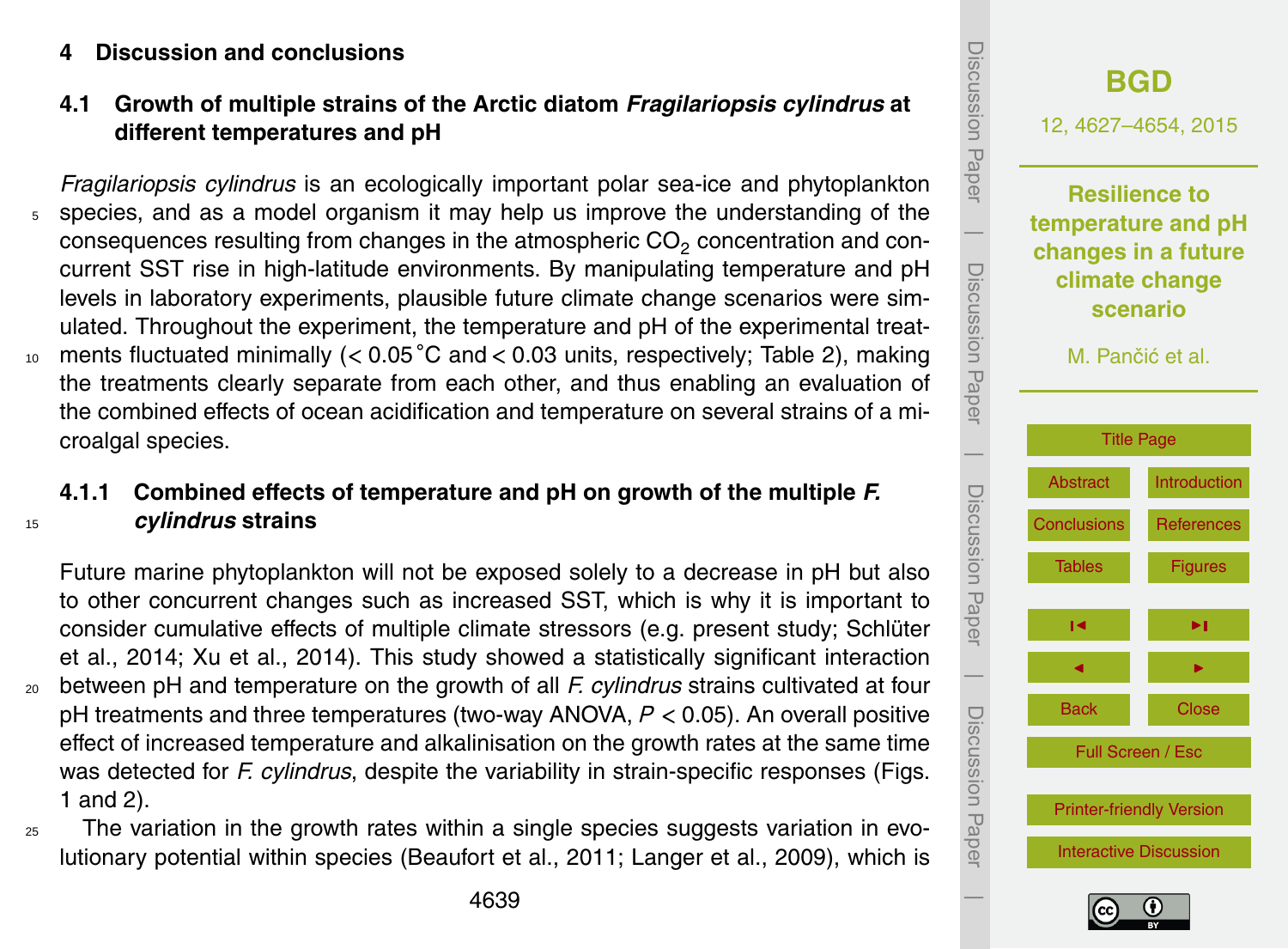# 4 Discussion and conclusions

## 4.1 Growth of multiple strains of the Arctic diatom *Fragilariopsis cylindrus* at different temperatures and pH

*Fragilariopsis cylindrus* is an ecologically important polar sea-ice and phytoplankton species, and as a model organism it may help us improve the understanding of the consequences resulting from changes in the atmospheric $CO_2$ concentration and concurrent SST rise in high-latitude environments. By manipulating temperature and pH levels in laboratory experiments, plausible future climate change scenarios were simulated. Throughout the experiment, the temperature and pH of the experimental treatments fluctuated minimally (< 0.05 °C and < 0.03 units, respectively; Table 2), making the treatments clearly separate from each other, and thus enabling an evaluation of the combined effects of ocean acidification and temperature on several strains of a microalgal species.

### 4.1.1 Combined effects of temperature and pH on growth of the multiple *F. cylindrus* strains

Future marine phytoplankton will not be exposed solely to a decrease in pH but also to other concurrent changes such as increased SST, which is why it is important to consider cumulative effects of multiple climate stressors (e.g. present study; Schlüter et al., 2014; Xu et al., 2014). This study showed a statistically significant interaction between pH and temperature on the growth of all *F. cylindrus* strains cultivated at four pH treatments and three temperatures (two-way ANOVA, $P < 0.05$). An overall positive effect of increased temperature and alkalinisation on the growth rates at the same time was detected for *F. cylindrus*, despite the variability in strain-specific responses (Figs. 1 and 2).

The variation in the growth rates within a single species suggests variation in evolutionary potential within species (Beaufort et al., 2011; Langer et al., 2009), which is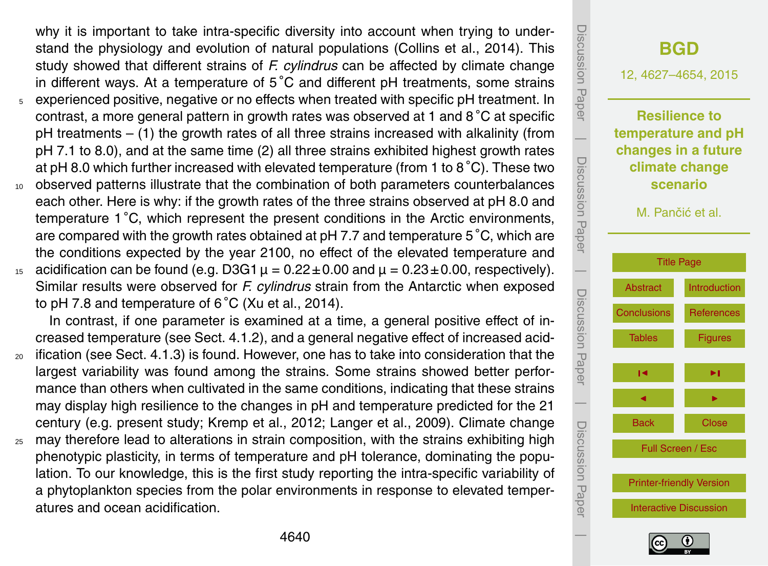why it is important to take intra-specific diversity into account when trying to understand the physiology and evolution of natural populations (Collins et al., 2014). This study showed that different strains of *F. cylindrus* can be affected by climate change in different ways. At a temperature of 5 °C and different pH treatments, some strains experienced positive, negative or no effects when treated with specific pH treatment. In contrast, a more general pattern in growth rates was observed at 1 and 8 °C at specific pH treatments – (1) the growth rates of all three strains increased with alkalinity (from pH 7.1 to 8.0), and at the same time (2) all three strains exhibited highest growth rates at pH 8.0 which further increased with elevated temperature (from 1 to 8 °C). These two observed patterns illustrate that the combination of both parameters counterbalances each other. Here is why: if the growth rates of the three strains observed at pH 8.0 and temperature 1 °C, which represent the present conditions in the Arctic environments, are compared with the growth rates obtained at pH 7.7 and temperature 5 °C, which are the conditions expected by the year 2100, no effect of the elevated temperature and acidification can be found (e.g. D3G1 $\mu = 0.22 \pm 0.00$ and $\mu = 0.23 \pm 0.00$, respectively). Similar results were observed for *F. cylindrus* strain from the Antarctic when exposed to pH 7.8 and temperature of 6 °C (Xu et al., 2014).

In contrast, if one parameter is examined at a time, a general positive effect of increased temperature (see Sect. 4.1.2), and a general negative effect of increased acidification (see Sect. 4.1.3) is found. However, one has to take into consideration that the largest variability was found among the strains. Some strains showed better performance than others when cultivated in the same conditions, indicating that these strains may display high resilience to the changes in pH and temperature predicted for the 21 century (e.g. present study; Kremp et al., 2012; Langer et al., 2009). Climate change may therefore lead to alterations in strain composition, with the strains exhibiting high phenotypic plasticity, in terms of temperature and pH tolerance, dominating the population. To our knowledge, this is the first study reporting the intra-specific variability of a phytoplankton species from the polar environments in response to elevated temperatures and ocean acidification.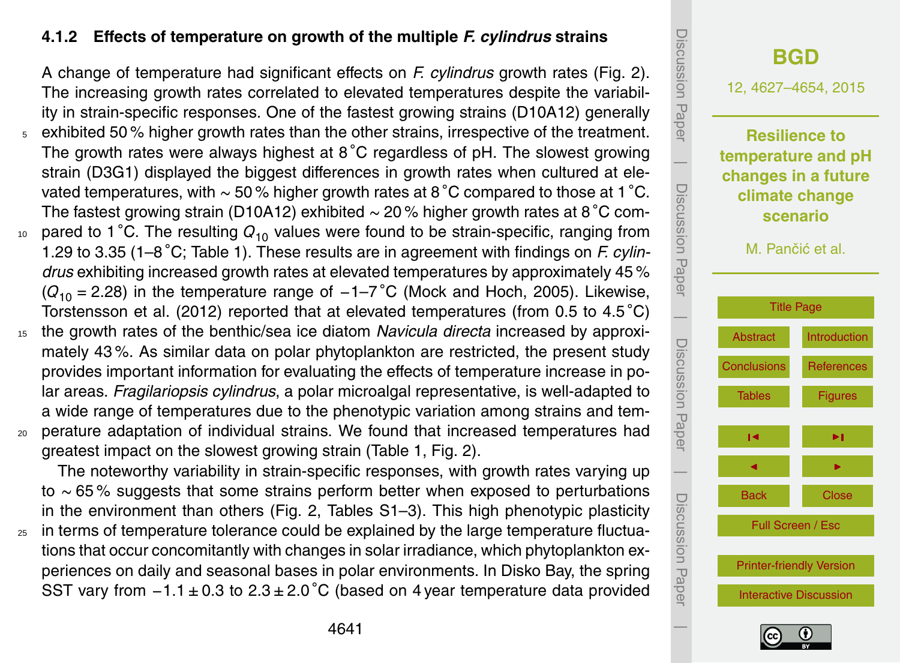### 4.1.2 Effects of temperature on growth of the multiple *F. cylindrus* strains

A change of temperature had significant effects on *F. cylindrus* growth rates (Fig. 2). The increasing growth rates correlated to elevated temperatures despite the variability in strain-specific responses. One of the fastest growing strains (D10A12) generally exhibited 50 % higher growth rates than the other strains, irrespective of the treatment. The growth rates were always highest at 8 °C regardless of pH. The slowest growing strain (D3G1) displayed the biggest differences in growth rates when cultured at elevated temperatures, with $\sim 50$ % higher growth rates at 8 °C compared to those at 1 °C. The fastest growing strain (D10A12) exhibited $\sim 20$ % higher growth rates at 8 °C compared to 1 °C. The resulting $Q_{10}$ values were found to be strain-specific, ranging from 1.29 to 3.35 (1–8 °C; Table 1). These results are in agreement with findings on *F. cylindrus* exhibiting increased growth rates at elevated temperatures by approximately 45 % ($Q_{10} = 2.28$) in the temperature range of −1–7 °C (Mock and Hoch, 2005). Likewise, Torstensson et al. (2012) reported that at elevated temperatures (from 0.5 to 4.5 °C) the growth rates of the benthic/sea ice diatom *Navicula directa* increased by approximately 43 %. As similar data on polar phytoplankton are restricted, the present study provides important information for evaluating the effects of temperature increase in polar areas. *Fragilariopsis cylindrus*, a polar microalgal representative, is well-adapted to a wide range of temperatures due to the phenotypic variation among strains and temperature adaptation of individual strains. We found that increased temperatures had greatest impact on the slowest growing strain (Table 1, Fig. 2).

The noteworthy variability in strain-specific responses, with growth rates varying up to $\sim 65$ % suggests that some strains perform better when exposed to perturbations in the environment than others (Fig. 2, Tables S1–3). This high phenotypic plasticity in terms of temperature tolerance could be explained by the large temperature fluctuations that occur concomitantly with changes in solar irradiance, which phytoplankton experiences on daily and seasonal bases in polar environments. In Disko Bay, the spring SST vary from $-1.1 \pm 0.3$ to $2.3 \pm 2.0$ °C (based on 4 year temperature data provided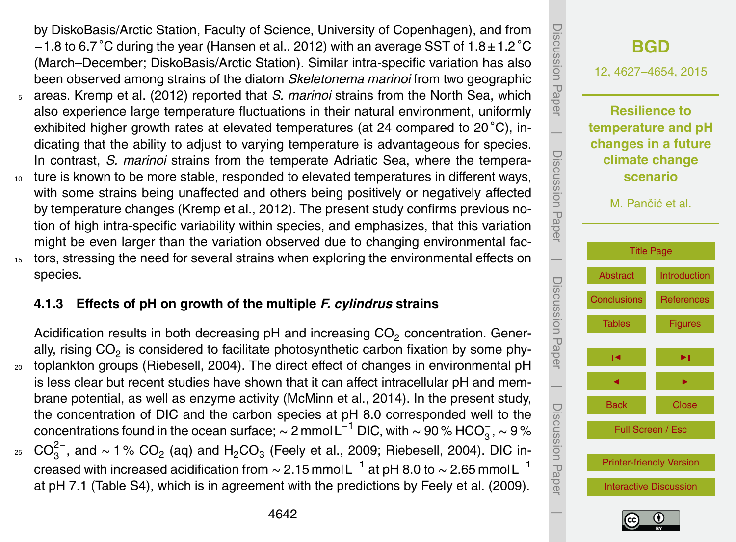by DiskoBasis/Arctic Station, Faculty of Science, University of Copenhagen), and from −1.8 to 6.7 °C during the year (Hansen et al., 2012) with an average SST of 1.8 ± 1.2 °C (March–December; DiskoBasis/Arctic Station). Similar intra-specific variation has also been observed among strains of the diatom *Skeletonema marinoi* from two geographic areas. Kremp et al. (2012) reported that *S. marinoi* strains from the North Sea, which also experience large temperature fluctuations in their natural environment, uniformly exhibited higher growth rates at elevated temperatures (at 24 compared to 20 °C), indicating that the ability to adjust to varying temperature is advantageous for species. In contrast, *S. marinoi* strains from the temperate Adriatic Sea, where the temperature is known to be more stable, responded to elevated temperatures in different ways, with some strains being unaffected and others being positively or negatively affected by temperature changes (Kremp et al., 2012). The present study confirms previous notion of high intra-specific variability within species, and emphasizes, that this variation might be even larger than the variation observed due to changing environmental factors, stressing the need for several strains when exploring the environmental effects on species.

#### 4.1.3 Effects of pH on growth of the multiple *F. cylindrus* strains

Acidification results in both decreasing pH and increasing $CO_2$ concentration. Generally, rising $CO_2$ is considered to facilitate photosynthetic carbon fixation by some phytoplankton groups (Riebesell, 2004). The direct effect of changes in environmental pH is less clear but recent studies have shown that it can affect intracellular pH and membrane potential, as well as enzyme activity (McMinn et al., 2014). In the present study, the concentration of DIC and the carbon species at pH 8.0 corresponded well to the concentrations found in the ocean surface; ∼ 2 mmol $L^{-1}$ DIC, with ∼ 90 % $HCO_3^-$, ∼ 9 % $CO_3^{2-}$, and ∼ 1 % $CO_2$ (aq) and $H_2CO_3$ (Feely et al., 2009; Riebesell, 2004). DIC increased with increased acidification from ∼ 2.15 mmol $L^{-1}$ at pH 8.0 to ∼ 2.65 mmol $L^{-1}$ at pH 7.1 (Table S4), which is in agreement with the predictions by Feely et al. (2009).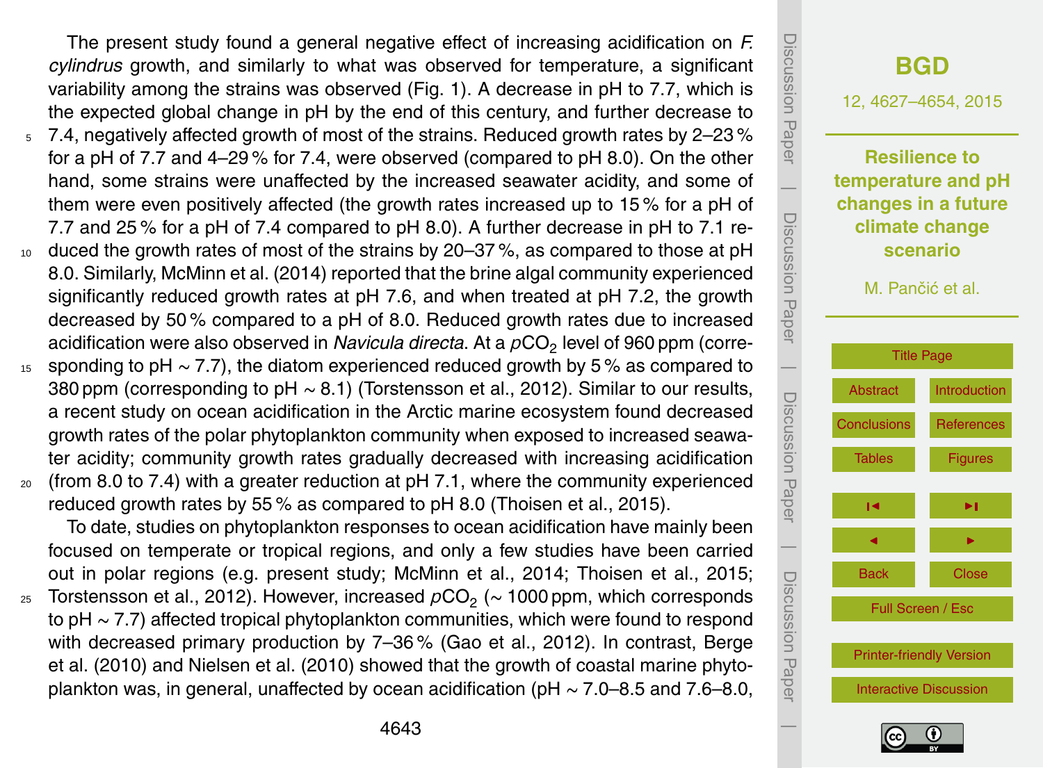The present study found a general negative effect of increasing acidification on *F. cylindrus* growth, and similarly to what was observed for temperature, a significant variability among the strains was observed (Fig. 1). A decrease in pH to 7.7, which is the expected global change in pH by the end of this century, and further decrease to 7.4, negatively affected growth of most of the strains. Reduced growth rates by 2–23 % for a pH of 7.7 and 4–29 % for 7.4, were observed (compared to pH 8.0). On the other hand, some strains were unaffected by the increased seawater acidity, and some of them were even positively affected (the growth rates increased up to 15 % for a pH of 7.7 and 25 % for a pH of 7.4 compared to pH 8.0). A further decrease in pH to 7.1 reduced the growth rates of most of the strains by 20–37 %, as compared to those at pH 8.0. Similarly, McMinn et al. (2014) reported that the brine algal community experienced significantly reduced growth rates at pH 7.6, and when treated at pH 7.2, the growth decreased by 50 % compared to a pH of 8.0. Reduced growth rates due to increased acidification were also observed in *Navicula directa*. At a $pCO_2$ level of 960 ppm (corresponding to pH ∼ 7.7), the diatom experienced reduced growth by 5 % as compared to 380 ppm (corresponding to pH ∼ 8.1) (Torstensson et al., 2012). Similar to our results, a recent study on ocean acidification in the Arctic marine ecosystem found decreased growth rates of the polar phytoplankton community when exposed to increased seawater acidity; community growth rates gradually decreased with increasing acidification (from 8.0 to 7.4) with a greater reduction at pH 7.1, where the community experienced reduced growth rates by 55 % as compared to pH 8.0 (Thoisen et al., 2015).

To date, studies on phytoplankton responses to ocean acidification have mainly been focused on temperate or tropical regions, and only a few studies have been carried out in polar regions (e.g. present study; McMinn et al., 2014; Thoisen et al., 2015; Torstensson et al., 2012). However, increased $pCO_2$ (∼ 1000 ppm, which corresponds to pH ∼ 7.7) affected tropical phytoplankton communities, which were found to respond with decreased primary production by 7–36 % (Gao et al., 2012). In contrast, Berge et al. (2010) and Nielsen et al. (2010) showed that the growth of coastal marine phytoplankton was, in general, unaffected by ocean acidification (pH ∼ 7.0–8.5 and 7.6–8.0,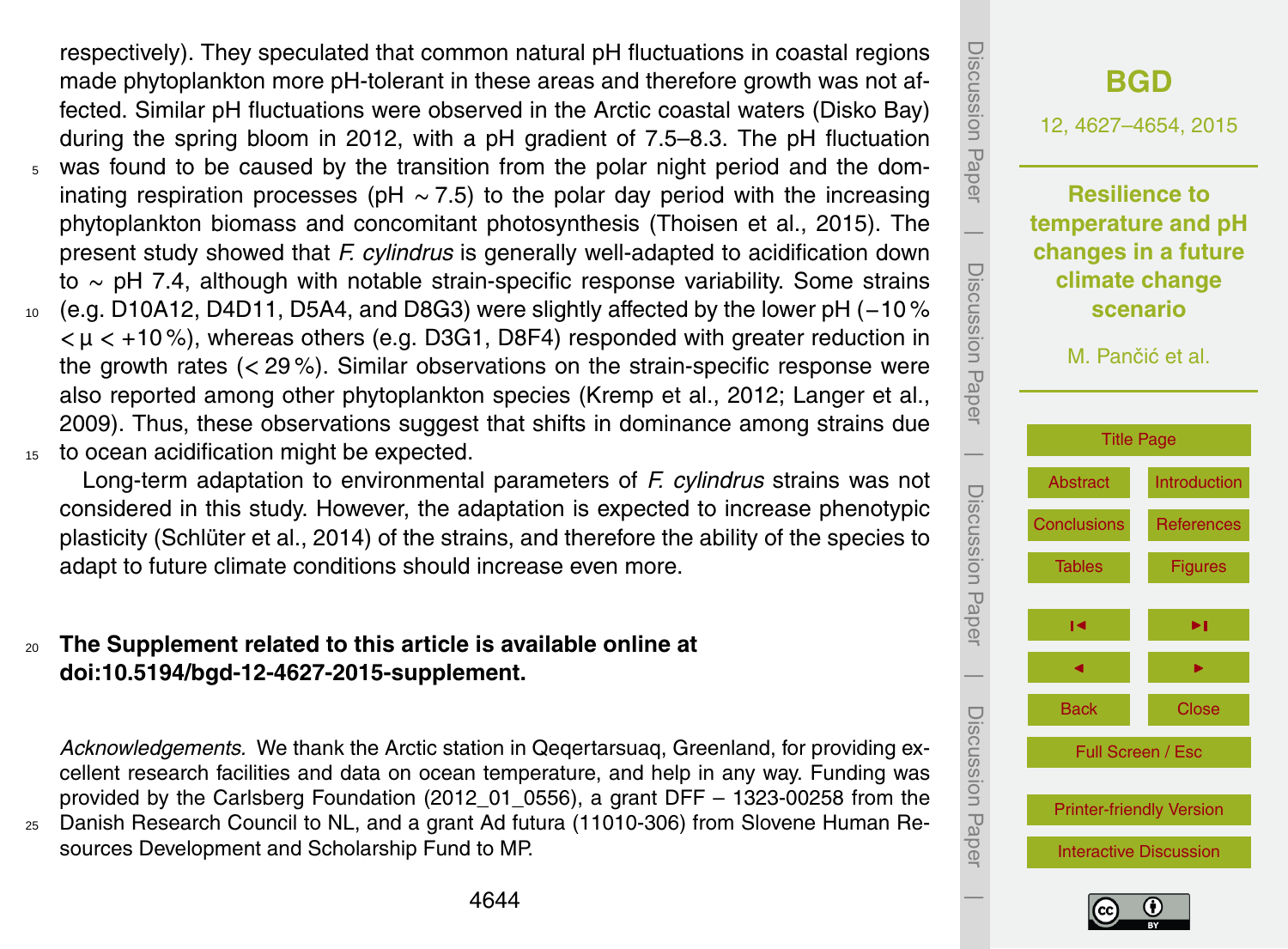respectively). They speculated that common natural pH fluctuations in coastal regions made phytoplankton more pH-tolerant in these areas and therefore growth was not affected. Similar pH fluctuations were observed in the Arctic coastal waters (Disko Bay) during the spring bloom in 2012, with a pH gradient of 7.5–8.3. The pH fluctuation was found to be caused by the transition from the polar night period and the dominating respiration processes (pH $\sim$ 7.5) to the polar day period with the increasing phytoplankton biomass and concomitant photosynthesis (Thoisen et al., 2015). The present study showed that *F. cylindrus* is generally well-adapted to acidification down to $\sim$ pH 7.4, although with notable strain-specific response variability. Some strains (e.g. D10A12, D4D11, D5A4, and D8G3) were slightly affected by the lower pH ($-10\,\% < \mu < +10\,\%$), whereas others (e.g. D3G1, D8F4) responded with greater reduction in the growth rates ($< 29\,\%$). Similar observations on the strain-specific response were also reported among other phytoplankton species (Kremp et al., 2012; Langer et al., 2009). Thus, these observations suggest that shifts in dominance among strains due to ocean acidification might be expected.

Long-term adaptation to environmental parameters of *F. cylindrus* strains was not considered in this study. However, the adaptation is expected to increase phenotypic plasticity (Schlüter et al., 2014) of the strains, and therefore the ability of the species to adapt to future climate conditions should increase even more.

**The Supplement related to this article is available online at doi:10.5194/bgd-12-4627-2015-supplement.**

*Acknowledgements.* We thank the Arctic station in Qeqertarsuaq, Greenland, for providing excellent research facilities and data on ocean temperature, and help in any way. Funding was provided by the Carlsberg Foundation (2012_01_0556), a grant DFF – 1323-00258 from the Danish Research Council to NL, and a grant Ad futura (11010-306) from Slovene Human Resources Development and Scholarship Fund to MP.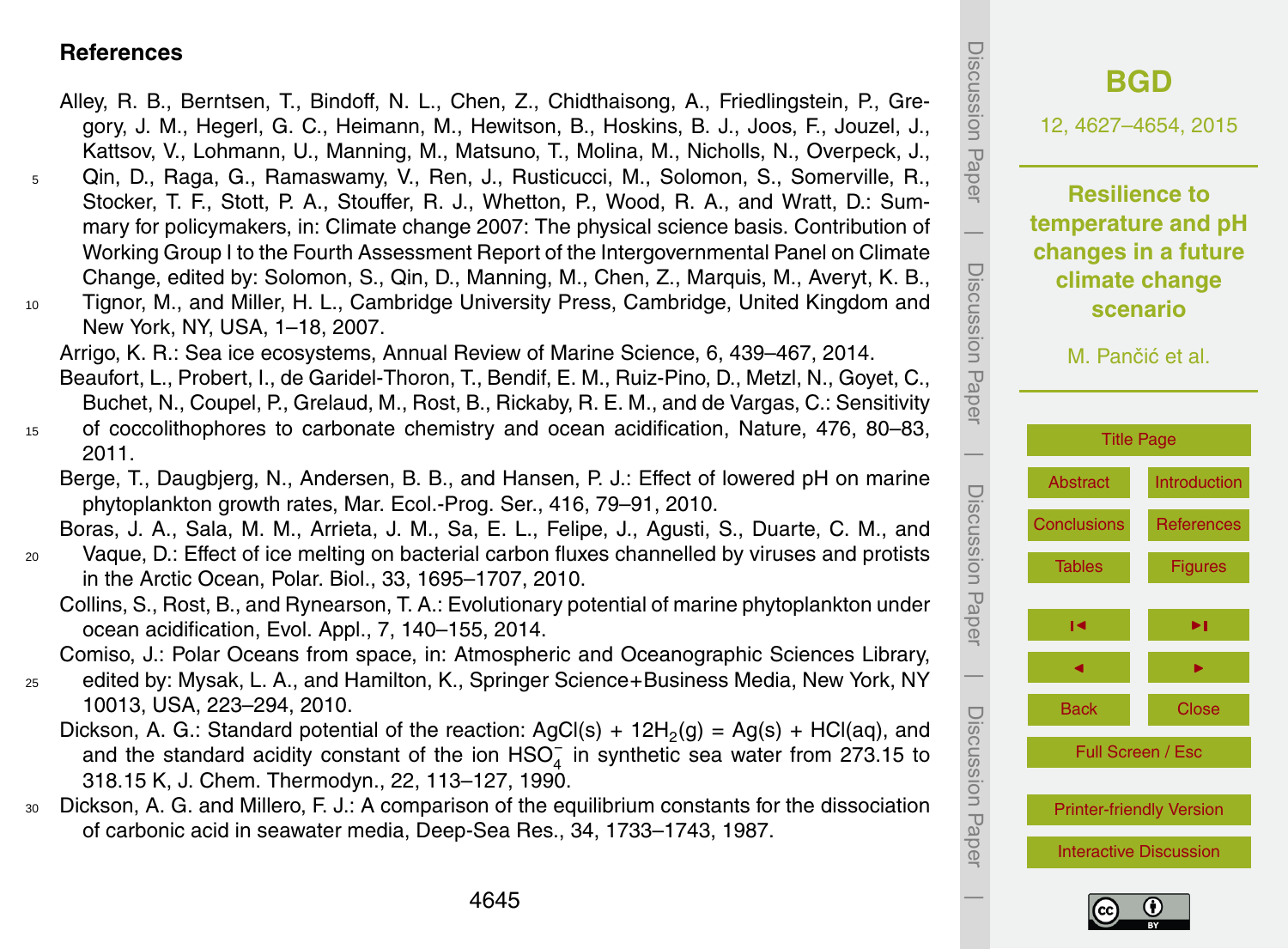## References

Alley, R. B., Berntsen, T., Bindoff, N. L., Chen, Z., Chidthaisong, A., Friedlingstein, P., Gregory, J. M., Hegerl, G. C., Heimann, M., Hewitson, B., Hoskins, B. J., Joos, F., Jouzel, J., Kattsov, V., Lohmann, U., Manning, M., Matsuno, T., Molina, M., Nicholls, N., Overpeck, J., Qin, D., Raga, G., Ramaswamy, V., Ren, J., Rusticucci, M., Solomon, S., Somerville, R., Stocker, T. F., Stott, P. A., Stouffer, R. J., Whetton, P., Wood, R. A., and Wratt, D.: Summary for policymakers, in: Climate change 2007: The physical science basis. Contribution of Working Group I to the Fourth Assessment Report of the Intergovernmental Panel on Climate Change, edited by: Solomon, S., Qin, D., Manning, M., Chen, Z., Marquis, M., Averyt, K. B., Tignor, M., and Miller, H. L., Cambridge University Press, Cambridge, United Kingdom and New York, NY, USA, 1–18, 2007.

Arrigo, K. R.: Sea ice ecosystems, Annual Review of Marine Science, 6, 439–467, 2014.

Beaufort, L., Probert, I., de Garidel-Thoron, T., Bendif, E. M., Ruiz-Pino, D., Metzl, N., Goyet, C., Buchet, N., Coupel, P., Grelaud, M., Rost, B., Rickaby, R. E. M., and de Vargas, C.: Sensitivity of coccolithophores to carbonate chemistry and ocean acidification, Nature, 476, 80–83, 2011.

Berge, T., Daugbjerg, N., Andersen, B. B., and Hansen, P. J.: Effect of lowered pH on marine phytoplankton growth rates, Mar. Ecol.-Prog. Ser., 416, 79–91, 2010.

Boras, J. A., Sala, M. M., Arrieta, J. M., Sa, E. L., Felipe, J., Agusti, S., Duarte, C. M., and Vaque, D.: Effect of ice melting on bacterial carbon fluxes channelled by viruses and protists in the Arctic Ocean, Polar. Biol., 33, 1695–1707, 2010.

Collins, S., Rost, B., and Rynearson, T. A.: Evolutionary potential of marine phytoplankton under ocean acidification, Evol. Appl., 7, 140–155, 2014.

Comiso, J.: Polar Oceans from space, in: Atmospheric and Oceanographic Sciences Library, edited by: Mysak, L. A., and Hamilton, K., Springer Science+Business Media, New York, NY 10013, USA, 223–294, 2010.

Dickson, A. G.: Standard potential of the reaction: AgCl(s) + 12$H_2$(g) = Ag(s) + HCl(aq), and and the standard acidity constant of the ion $HSO_4^-$ in synthetic sea water from 273.15 to 318.15 K, J. Chem. Thermodyn., 22, 113–127, 1990.

Dickson, A. G. and Millero, F. J.: A comparison of the equilibrium constants for the dissociation of carbonic acid in seawater media, Deep-Sea Res., 34, 1733–1743, 1987.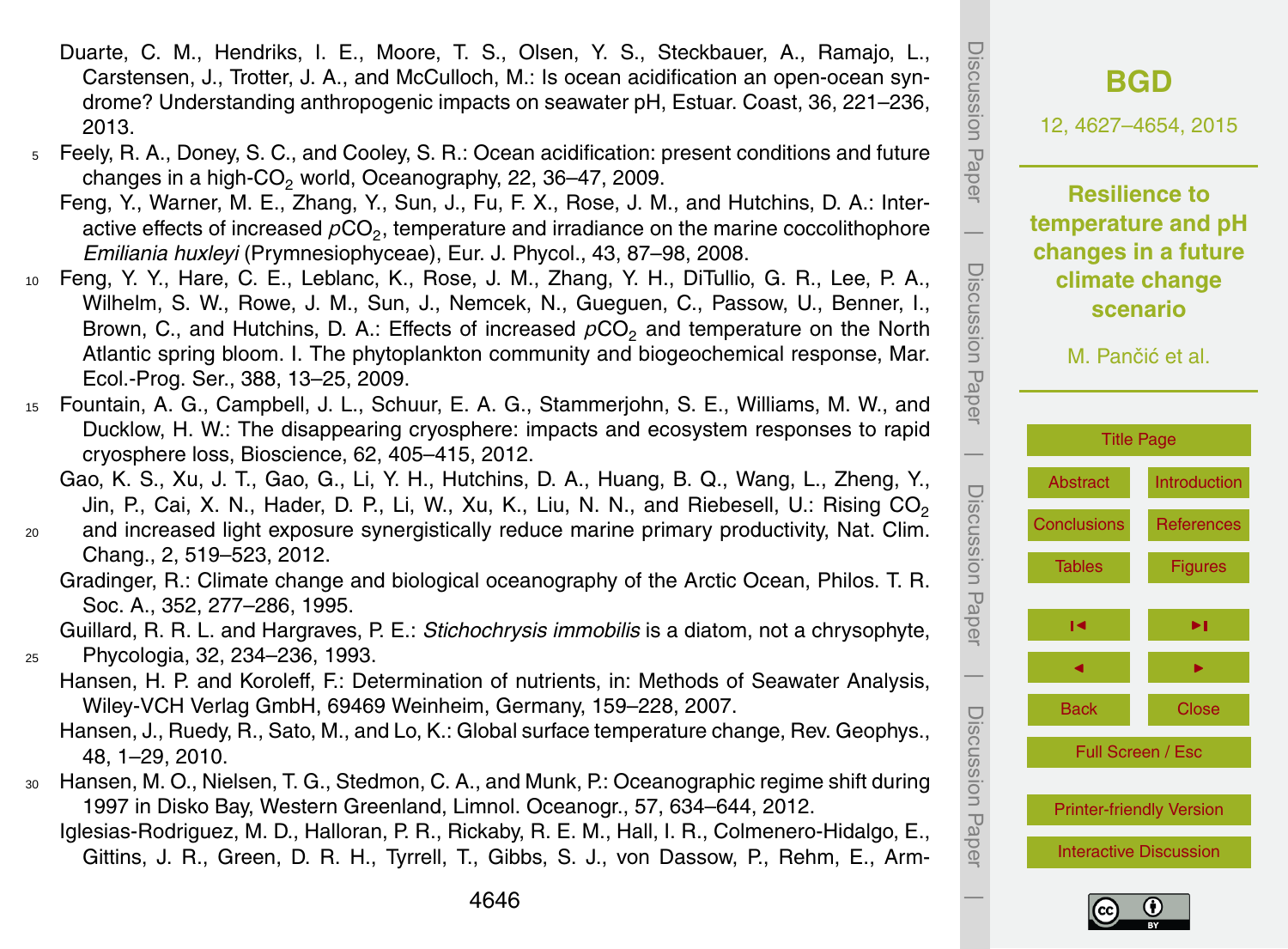Duarte, C. M., Hendriks, I. E., Moore, T. S., Olsen, Y. S., Steckbauer, A., Ramajo, L., Carstensen, J., Trotter, J. A., and McCulloch, M.: Is ocean acidification an open-ocean syndrome? Understanding anthropogenic impacts on seawater pH, Estuar. Coast, 36, 221–236, 2013.

Feely, R. A., Doney, S. C., and Cooley, S. R.: Ocean acidification: present conditions and future changes in a high-$CO_2$ world, Oceanography, 22, 36–47, 2009.

Feng, Y., Warner, M. E., Zhang, Y., Sun, J., Fu, F. X., Rose, J. M., and Hutchins, D. A.: Interactive effects of increased $pCO_2$, temperature and irradiance on the marine coccolithophore *Emiliania huxleyi* (Prymnesiophyceae), Eur. J. Phycol., 43, 87–98, 2008.

Feng, Y. Y., Hare, C. E., Leblanc, K., Rose, J. M., Zhang, Y. H., DiTullio, G. R., Lee, P. A., Wilhelm, S. W., Rowe, J. M., Sun, J., Nemcek, N., Gueguen, C., Passow, U., Benner, I., Brown, C., and Hutchins, D. A.: Effects of increased $pCO_2$ and temperature on the North Atlantic spring bloom. I. The phytoplankton community and biogeochemical response, Mar. Ecol.-Prog. Ser., 388, 13–25, 2009.

Fountain, A. G., Campbell, J. L., Schuur, E. A. G., Stammerjohn, S. E., Williams, M. W., and Ducklow, H. W.: The disappearing cryosphere: impacts and ecosystem responses to rapid cryosphere loss, Bioscience, 62, 405–415, 2012.

Gao, K. S., Xu, J. T., Gao, G., Li, Y. H., Hutchins, D. A., Huang, B. Q., Wang, L., Zheng, Y., Jin, P., Cai, X. N., Hader, D. P., Li, W., Xu, K., Liu, N. N., and Riebesell, U.: Rising $CO_2$ and increased light exposure synergistically reduce marine primary productivity, Nat. Clim. Chang., 2, 519–523, 2012.

Gradinger, R.: Climate change and biological oceanography of the Arctic Ocean, Philos. T. R. Soc. A., 352, 277–286, 1995.

Guillard, R. R. L. and Hargraves, P. E.: *Stichochrysis immobilis* is a diatom, not a chrysophyte, Phycologia, 32, 234–236, 1993.

Hansen, H. P. and Koroleff, F.: Determination of nutrients, in: Methods of Seawater Analysis, Wiley-VCH Verlag GmbH, 69469 Weinheim, Germany, 159–228, 2007.

Hansen, J., Ruedy, R., Sato, M., and Lo, K.: Global surface temperature change, Rev. Geophys., 48, 1–29, 2010.

Hansen, M. O., Nielsen, T. G., Stedmon, C. A., and Munk, P.: Oceanographic regime shift during 1997 in Disko Bay, Western Greenland, Limnol. Oceanogr., 57, 634–644, 2012.

Iglesias-Rodriguez, M. D., Halloran, P. R., Rickaby, R. E. M., Hall, I. R., Colmenero-Hidalgo, E., Gittins, J. R., Green, D. R. H., Tyrrell, T., Gibbs, S. J., von Dassow, P., Rehm, E., Arm-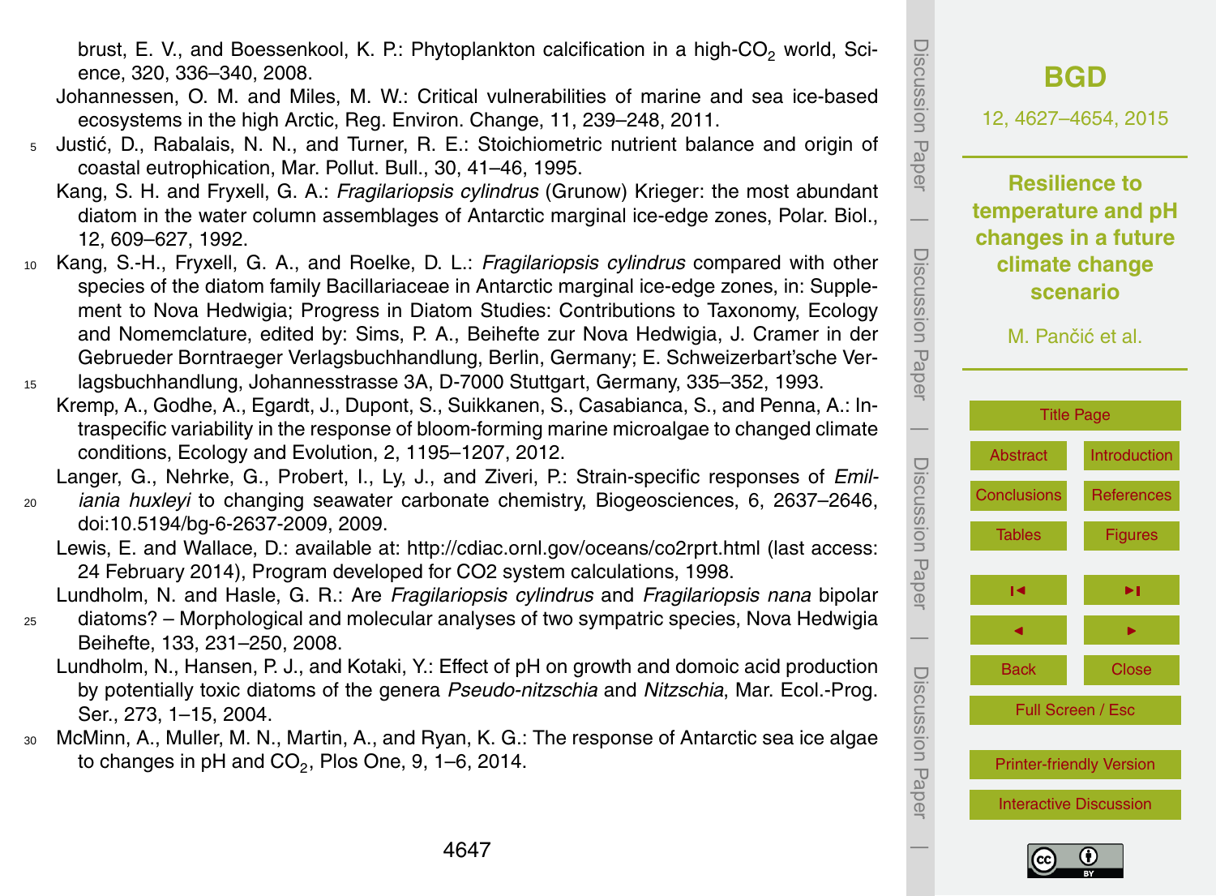brust, E. V., and Boessenkool, K. P.: Phytoplankton calcification in a high-$CO_2$ world, Science, 320, 336–340, 2008.

Johannessen, O. M. and Miles, M. W.: Critical vulnerabilities of marine and sea ice-based ecosystems in the high Arctic, Reg. Environ. Change, 11, 239–248, 2011.

Justić, D., Rabalais, N. N., and Turner, R. E.: Stoichiometric nutrient balance and origin of coastal eutrophication, Mar. Pollut. Bull., 30, 41–46, 1995.

Kang, S. H. and Fryxell, G. A.: *Fragilariopsis cylindrus* (Grunow) Krieger: the most abundant diatom in the water column assemblages of Antarctic marginal ice-edge zones, Polar. Biol., 12, 609–627, 1992.

Kang, S.-H., Fryxell, G. A., and Roelke, D. L.: *Fragilariopsis cylindrus* compared with other species of the diatom family Bacillariaceae in Antarctic marginal ice-edge zones, in: Supplement to Nova Hedwigia; Progress in Diatom Studies: Contributions to Taxonomy, Ecology and Nomemclature, edited by: Sims, P. A., Beihefte zur Nova Hedwigia, J. Cramer in der Gebrueder Borntraeger Verlagsbuchhandlung, Berlin, Germany; E. Schweizerbart'sche Verlagsbuchhandlung, Johannesstrasse 3A, D-7000 Stuttgart, Germany, 335–352, 1993.

Kremp, A., Godhe, A., Egardt, J., Dupont, S., Suikkanen, S., Casabianca, S., and Penna, A.: Intraspecific variability in the response of bloom-forming marine microalgae to changed climate conditions, Ecology and Evolution, 2, 1195–1207, 2012.

Langer, G., Nehrke, G., Probert, I., Ly, J., and Ziveri, P.: Strain-specific responses of *Emiliania huxleyi* to changing seawater carbonate chemistry, Biogeosciences, 6, 2637–2646, doi:10.5194/bg-6-2637-2009, 2009.

Lewis, E. and Wallace, D.: available at: http://cdiac.ornl.gov/oceans/co2rprt.html (last access: 24 February 2014), Program developed for CO2 system calculations, 1998.

Lundholm, N. and Hasle, G. R.: Are *Fragilariopsis cylindrus* and *Fragilariopsis nana* bipolar diatoms? – Morphological and molecular analyses of two sympatric species, Nova Hedwigia Beihefte, 133, 231–250, 2008.

Lundholm, N., Hansen, P. J., and Kotaki, Y.: Effect of pH on growth and domoic acid production by potentially toxic diatoms of the genera *Pseudo-nitzschia* and *Nitzschia*, Mar. Ecol.-Prog. Ser., 273, 1–15, 2004.

McMinn, A., Muller, M. N., Martin, A., and Ryan, K. G.: The response of Antarctic sea ice algae to changes in pH and $CO_2$, Plos One, 9, 1–6, 2014.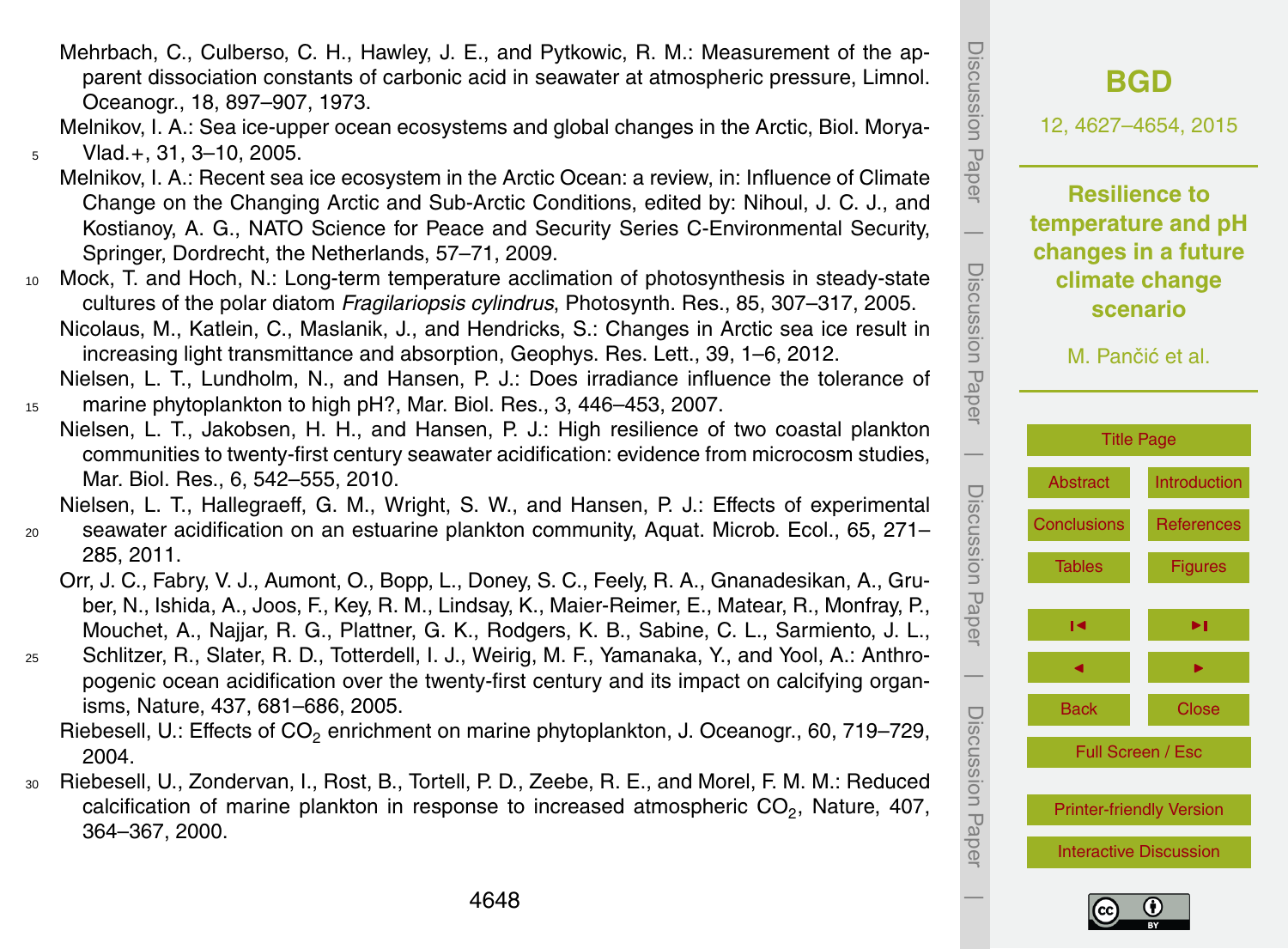Mehrbach, C., Culberso, C. H., Hawley, J. E., and Pytkowic, R. M.: Measurement of the apparent dissociation constants of carbonic acid in seawater at atmospheric pressure, Limnol. Oceanogr., 18, 897–907, 1973.

Melnikov, I. A.: Sea ice-upper ocean ecosystems and global changes in the Arctic, Biol. Morya-Vlad.+, 31, 3–10, 2005.

Melnikov, I. A.: Recent sea ice ecosystem in the Arctic Ocean: a review, in: Influence of Climate Change on the Changing Arctic and Sub-Arctic Conditions, edited by: Nihoul, J. C. J., and Kostianoy, A. G., NATO Science for Peace and Security Series C-Environmental Security, Springer, Dordrecht, the Netherlands, 57–71, 2009.

Mock, T. and Hoch, N.: Long-term temperature acclimation of photosynthesis in steady-state cultures of the polar diatom *Fragilariopsis cylindrus*, Photosynth. Res., 85, 307–317, 2005.

Nicolaus, M., Katlein, C., Maslanik, J., and Hendricks, S.: Changes in Arctic sea ice result in increasing light transmittance and absorption, Geophys. Res. Lett., 39, 1–6, 2012.

Nielsen, L. T., Lundholm, N., and Hansen, P. J.: Does irradiance influence the tolerance of marine phytoplankton to high pH?, Mar. Biol. Res., 3, 446–453, 2007.

Nielsen, L. T., Jakobsen, H. H., and Hansen, P. J.: High resilience of two coastal plankton communities to twenty-first century seawater acidification: evidence from microcosm studies, Mar. Biol. Res., 6, 542–555, 2010.

Nielsen, L. T., Hallegraeff, G. M., Wright, S. W., and Hansen, P. J.: Effects of experimental seawater acidification on an estuarine plankton community, Aquat. Microb. Ecol., 65, 271–285, 2011.

Orr, J. C., Fabry, V. J., Aumont, O., Bopp, L., Doney, S. C., Feely, R. A., Gnanadesikan, A., Gruber, N., Ishida, A., Joos, F., Key, R. M., Lindsay, K., Maier-Reimer, E., Matear, R., Monfray, P., Mouchet, A., Najjar, R. G., Plattner, G. K., Rodgers, K. B., Sabine, C. L., Sarmiento, J. L., Schlitzer, R., Slater, R. D., Totterdell, I. J., Weirig, M. F., Yamanaka, Y., and Yool, A.: Anthropogenic ocean acidification over the twenty-first century and its impact on calcifying organisms, Nature, 437, 681–686, 2005.

Riebesell, U.: Effects of $CO_2$ enrichment on marine phytoplankton, J. Oceanogr., 60, 719–729, 2004.

Riebesell, U., Zondervan, I., Rost, B., Tortell, P. D., Zeebe, R. E., and Morel, F. M. M.: Reduced calcification of marine plankton in response to increased atmospheric $CO_2$, Nature, 407, 364–367, 2000.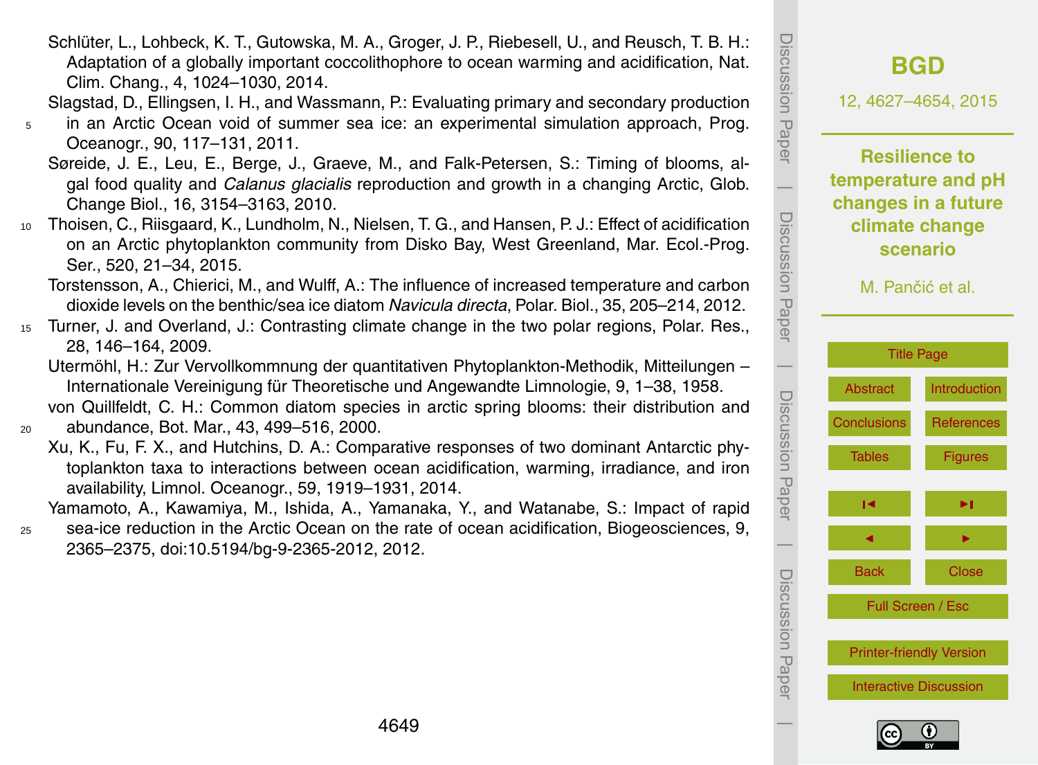Schlüter, L., Lohbeck, K. T., Gutowska, M. A., Groger, J. P., Riebesell, U., and Reusch, T. B. H.: Adaptation of a globally important coccolithophore to ocean warming and acidification, Nat. Clim. Chang., 4, 1024–1030, 2014.

Slagstad, D., Ellingsen, I. H., and Wassmann, P.: Evaluating primary and secondary production in an Arctic Ocean void of summer sea ice: an experimental simulation approach, Prog. Oceanogr., 90, 117–131, 2011.

Søreide, J. E., Leu, E., Berge, J., Graeve, M., and Falk-Petersen, S.: Timing of blooms, algal food quality and *Calanus glacialis* reproduction and growth in a changing Arctic, Glob. Change Biol., 16, 3154–3163, 2010.

Thoisen, C., Riisgaard, K., Lundholm, N., Nielsen, T. G., and Hansen, P. J.: Effect of acidification on an Arctic phytoplankton community from Disko Bay, West Greenland, Mar. Ecol.-Prog. Ser., 520, 21–34, 2015.

Torstensson, A., Chierici, M., and Wulff, A.: The influence of increased temperature and carbon dioxide levels on the benthic/sea ice diatom *Navicula directa*, Polar. Biol., 35, 205–214, 2012.

Turner, J. and Overland, J.: Contrasting climate change in the two polar regions, Polar. Res., 28, 146–164, 2009.

Utermöhl, H.: Zur Vervollkommnung der quantitativen Phytoplankton-Methodik, Mitteilungen – Internationale Vereinigung für Theoretische und Angewandte Limnologie, 9, 1–38, 1958.

von Quillfeldt, C. H.: Common diatom species in arctic spring blooms: their distribution and abundance, Bot. Mar., 43, 499–516, 2000.

Xu, K., Fu, F. X., and Hutchins, D. A.: Comparative responses of two dominant Antarctic phytoplankton taxa to interactions between ocean acidification, warming, irradiance, and iron availability, Limnol. Oceanogr., 59, 1919–1931, 2014.

Yamamoto, A., Kawamiya, M., Ishida, A., Yamanaka, Y., and Watanabe, S.: Impact of rapid sea-ice reduction in the Arctic Ocean on the rate of ocean acidification, Biogeosciences, 9, 2365–2375, doi:10.5194/bg-9-2365-2012, 2012.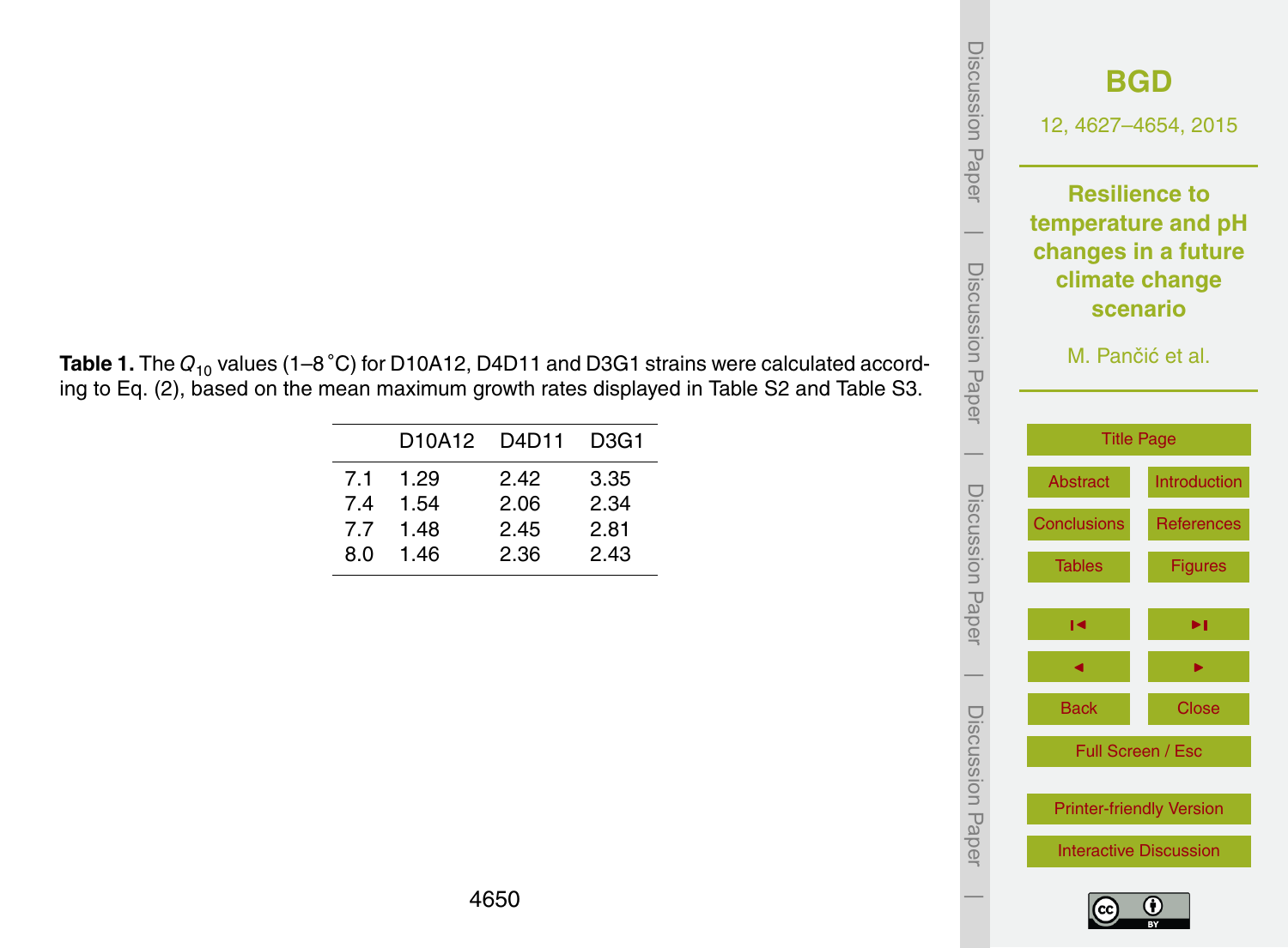**Table 1.** The $Q_{10}$ values (1–8 °C) for D10A12, D4D11 and D3G1 strains were calculated according to Eq. (2), based on the mean maximum growth rates displayed in Table S2 and Table S3.

| | D10A12 | D4D11 | D3G1 |
|---|---|---|---|
| 7.1 | 1.29 | 2.42 | 3.35 |
| 7.4 | 1.54 | 2.06 | 2.34 |
| 7.7 | 1.48 | 2.45 | 2.81 |
| 8.0 | 1.46 | 2.36 | 2.43 |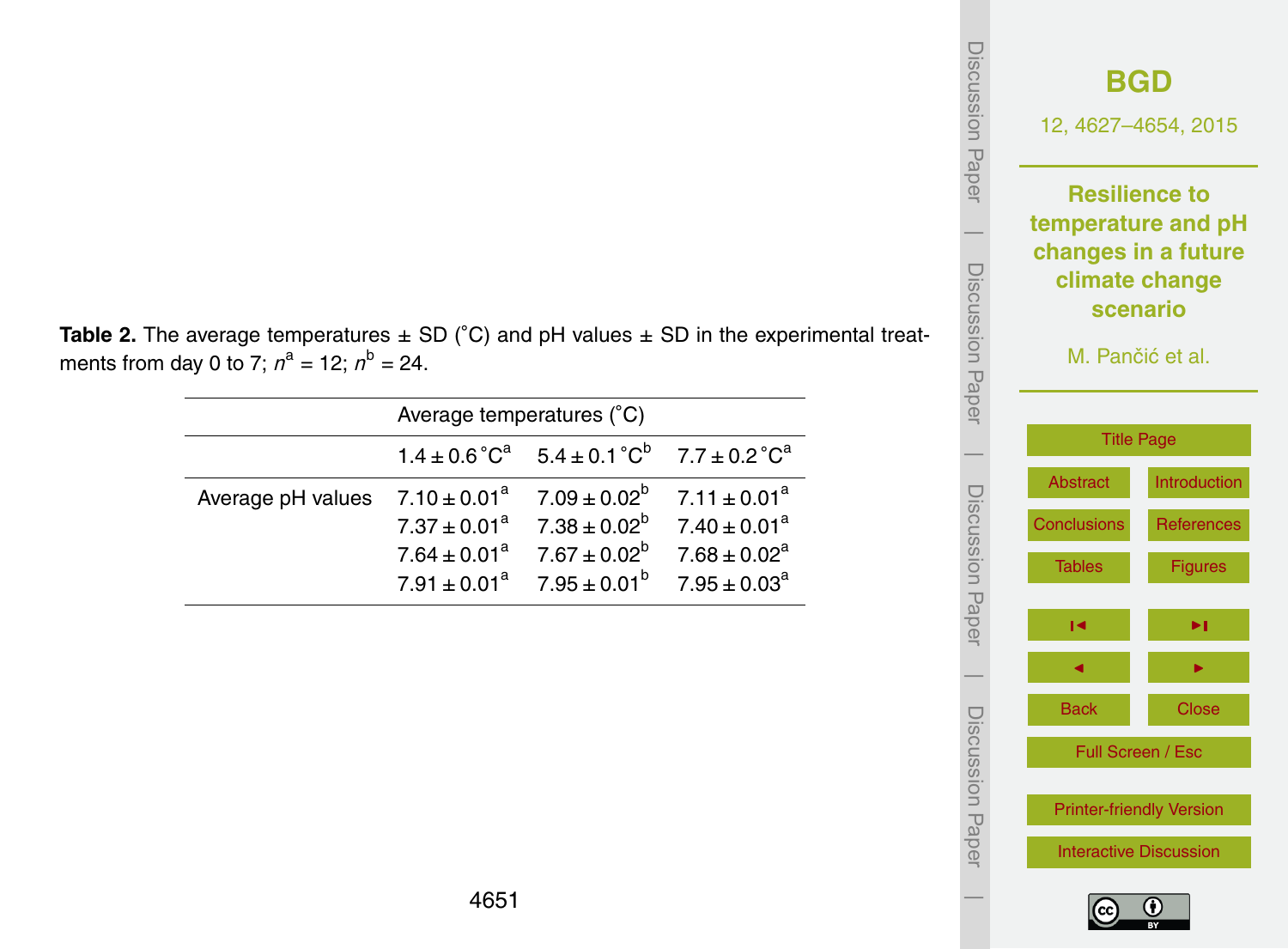**Table 2.** The average temperatures ± SD (°C) and pH values ± SD in the experimental treatments from day 0 to 7; $n^a = 12$; $n^b = 24$.

| | Average temperatures (°C) | | |
|---|---|---|---|
| | $1.4 \pm 0.6\,°C^a$ | $5.4 \pm 0.1\,°C^b$ | $7.7 \pm 0.2\,°C^a$ |
| Average pH values | $7.10 \pm 0.01^a$ | $7.09 \pm 0.02^b$ | $7.11 \pm 0.01^a$ |
| | $7.37 \pm 0.01^a$ | $7.38 \pm 0.02^b$ | $7.40 \pm 0.01^a$ |
| | $7.64 \pm 0.01^a$ | $7.67 \pm 0.02^b$ | $7.68 \pm 0.02^a$ |
| | $7.91 \pm 0.01^a$ | $7.95 \pm 0.01^b$ | $7.95 \pm 0.03^a$ |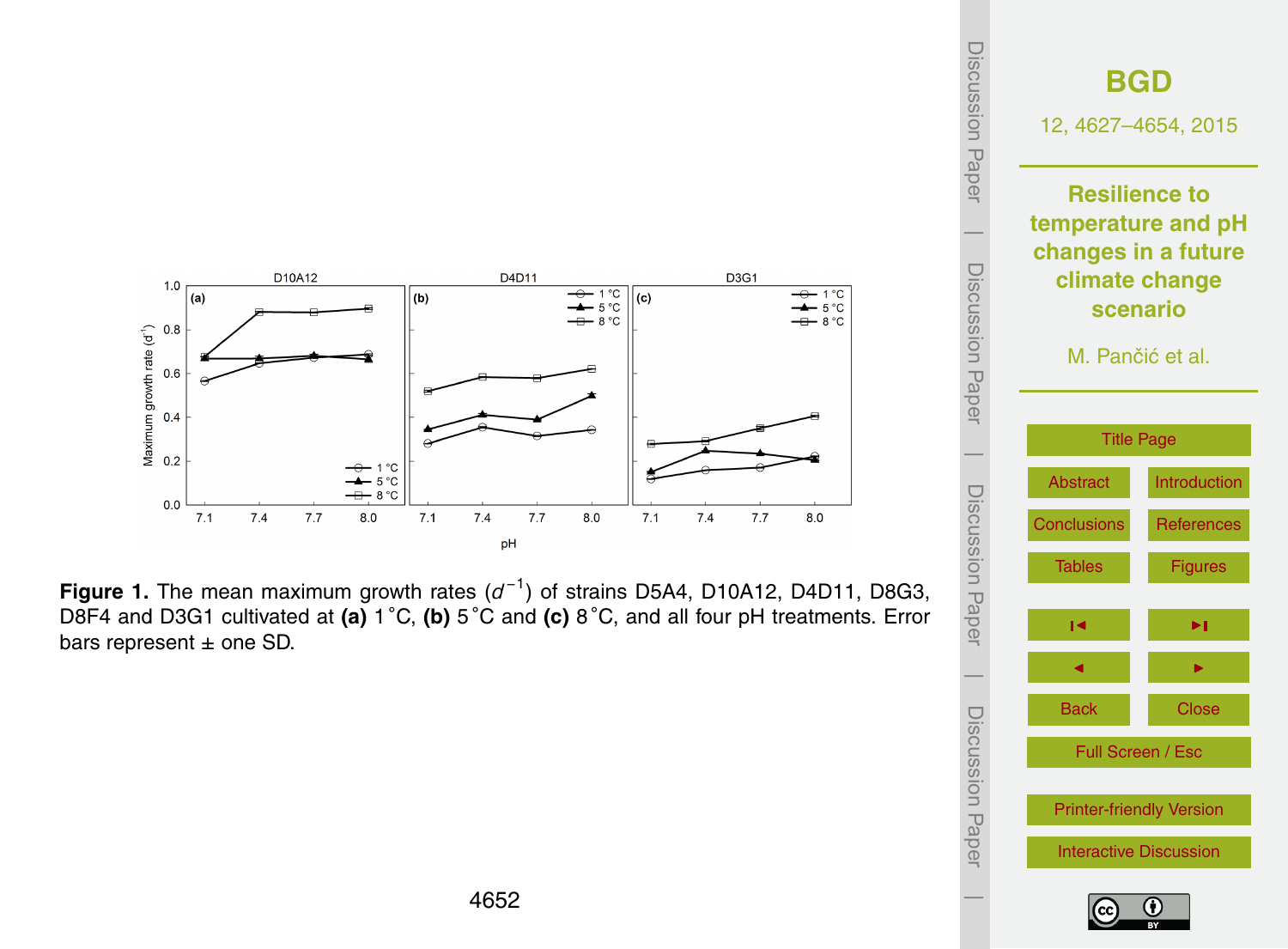**Figure 1.** The mean maximum growth rates ($d^{-1}$) of strains D5A4, D10A12, D4D11, D8G3, D8F4 and D3G1 cultivated at **(a)** 1 °C, **(b)** 5 °C and **(c)** 8 °C, and all four pH treatments. Error bars represent ± one SD.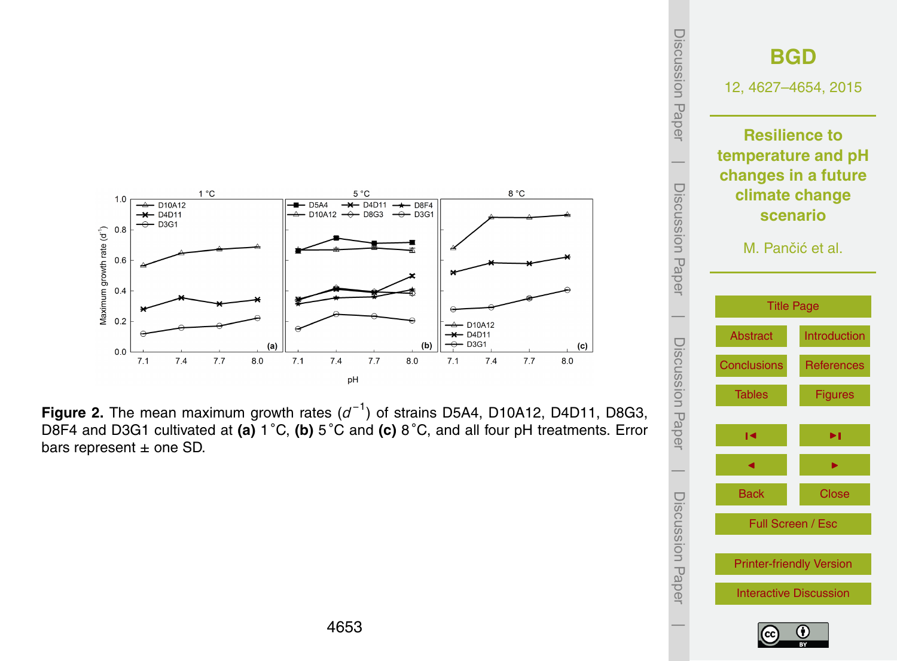**Figure 2.** The mean maximum growth rates ($d^{-1}$) of strains D5A4, D10A12, D4D11, D8G3, D8F4 and D3G1 cultivated at **(a)** 1 °C, **(b)** 5 °C and **(c)** 8 °C, and all four pH treatments. Error bars represent ± one SD.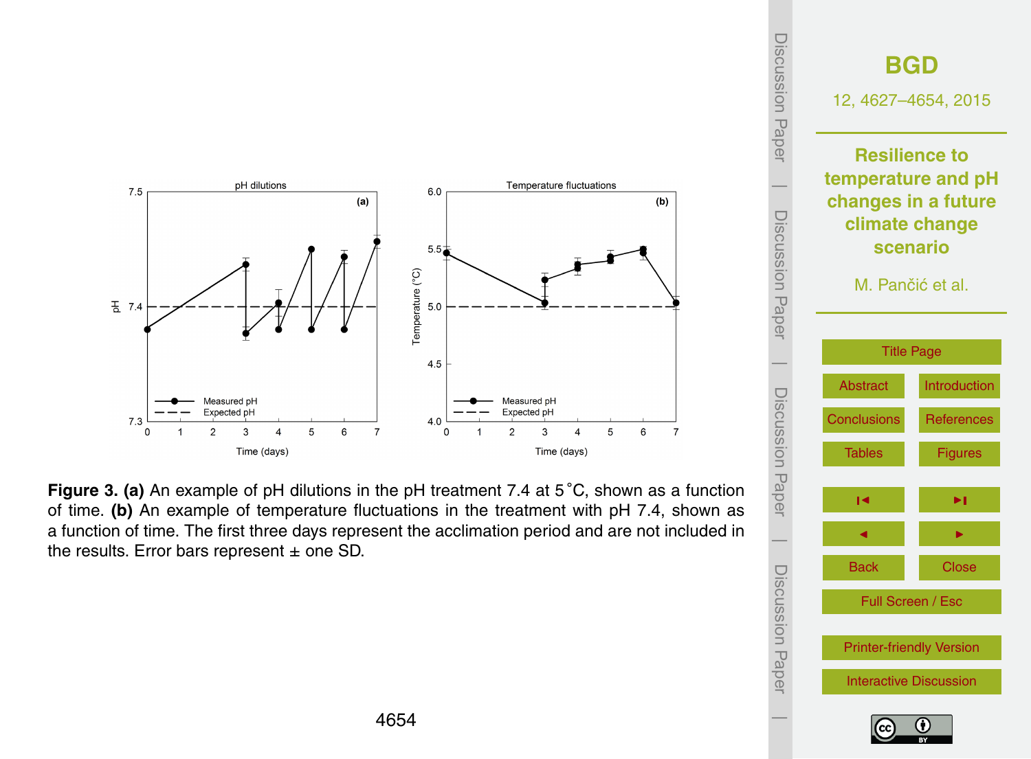pH dilutions

(a)

7.5

7.4

7.3

pH

0 1 2 3 4 5 6 7

Time (days)

Measured pH

Expected pH

Temperature fluctuations

(b)

6.0

5.5

5.0

4.5

4.0

Temperature (°C)

0 1 2 3 4 5 6 7

Time (days)

Measured pH

Expected pH

**Figure 3. (a)** An example of pH dilutions in the pH treatment 7.4 at 5 °C, shown as a function of time. **(b)** An example of temperature fluctuations in the treatment with pH 7.4, shown as a function of time. The first three days represent the acclimation period and are not included in the results. Error bars represent ± one SD.